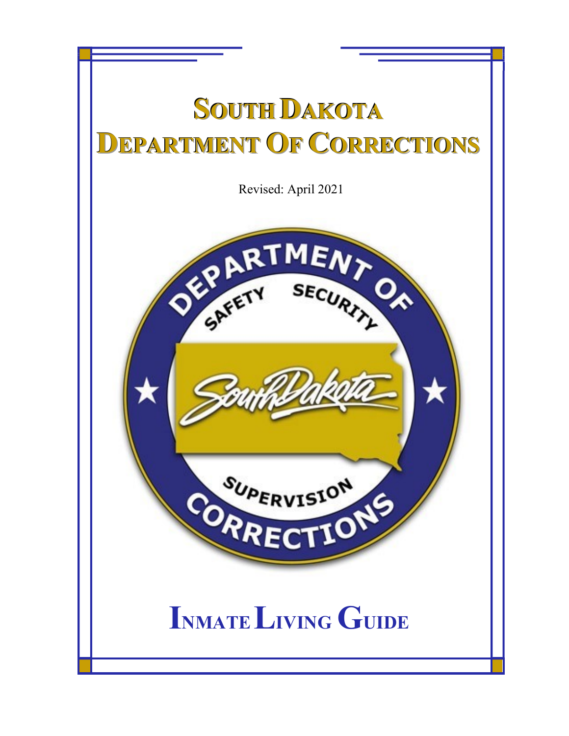# SOUTH DAKOTA DEPARTMENT OF CORRECTIONS

Revised: April 2021

# INMATE LIVING GUIDE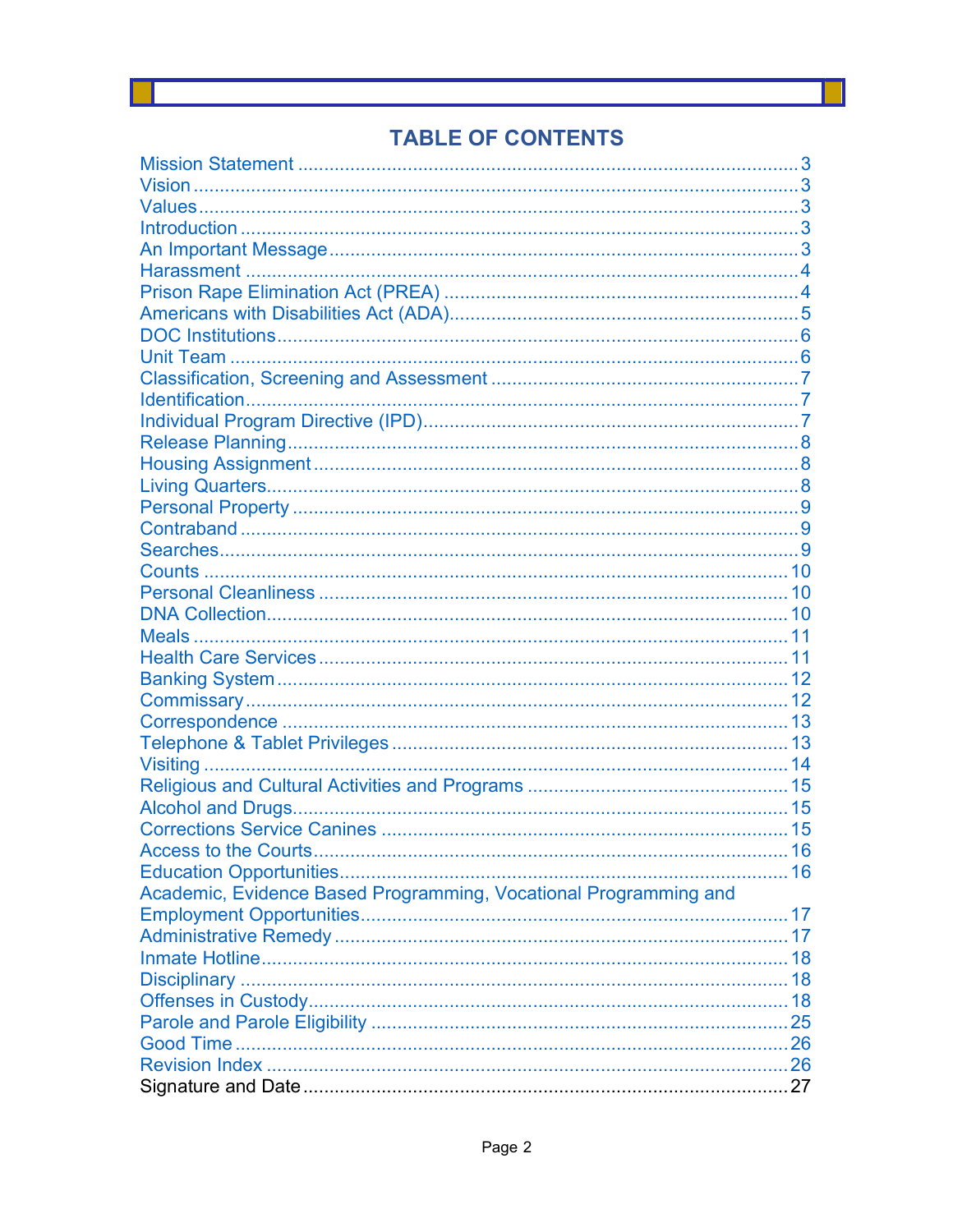# TABLE OF CONTENTS

| Section | Page |
|---|---|
| Mission Statement | 3 |
| Vision | 3 |
| Values | 3 |
| Introduction | 3 |
| An Important Message | 3 |
| Harassment | 4 |
| Prison Rape Elimination Act (PREA) | 4 |
| Americans with Disabilities Act (ADA) | 5 |
| DOC Institutions | 6 |
| Unit Team | 6 |
| Classification, Screening and Assessment | 7 |
| Identification | 7 |
| Individual Program Directive (IPD) | 7 |
| Release Planning | 8 |
| Housing Assignment | 8 |
| Living Quarters | 8 |
| Personal Property | 9 |
| Contraband | 9 |
| Searches | 9 |
| Counts | 10 |
| Personal Cleanliness | 10 |
| DNA Collection | 10 |
| Meals | 11 |
| Health Care Services | 11 |
| Banking System | 12 |
| Commissary | 12 |
| Correspondence | 13 |
| Telephone & Tablet Privileges | 13 |
| Visiting | 14 |
| Religious and Cultural Activities and Programs | 15 |
| Alcohol and Drugs | 15 |
| Corrections Service Canines | 15 |
| Access to the Courts | 16 |
| Education Opportunities | 16 |
| Academic, Evidence Based Programming, Vocational Programming and Employment Opportunities | 17 |
| Administrative Remedy | 17 |
| Inmate Hotline | 18 |
| Disciplinary | 18 |
| Offenses in Custody | 18 |
| Parole and Parole Eligibility | 25 |
| Good Time | 26 |
| Revision Index | 26 |
| Signature and Date | 27 |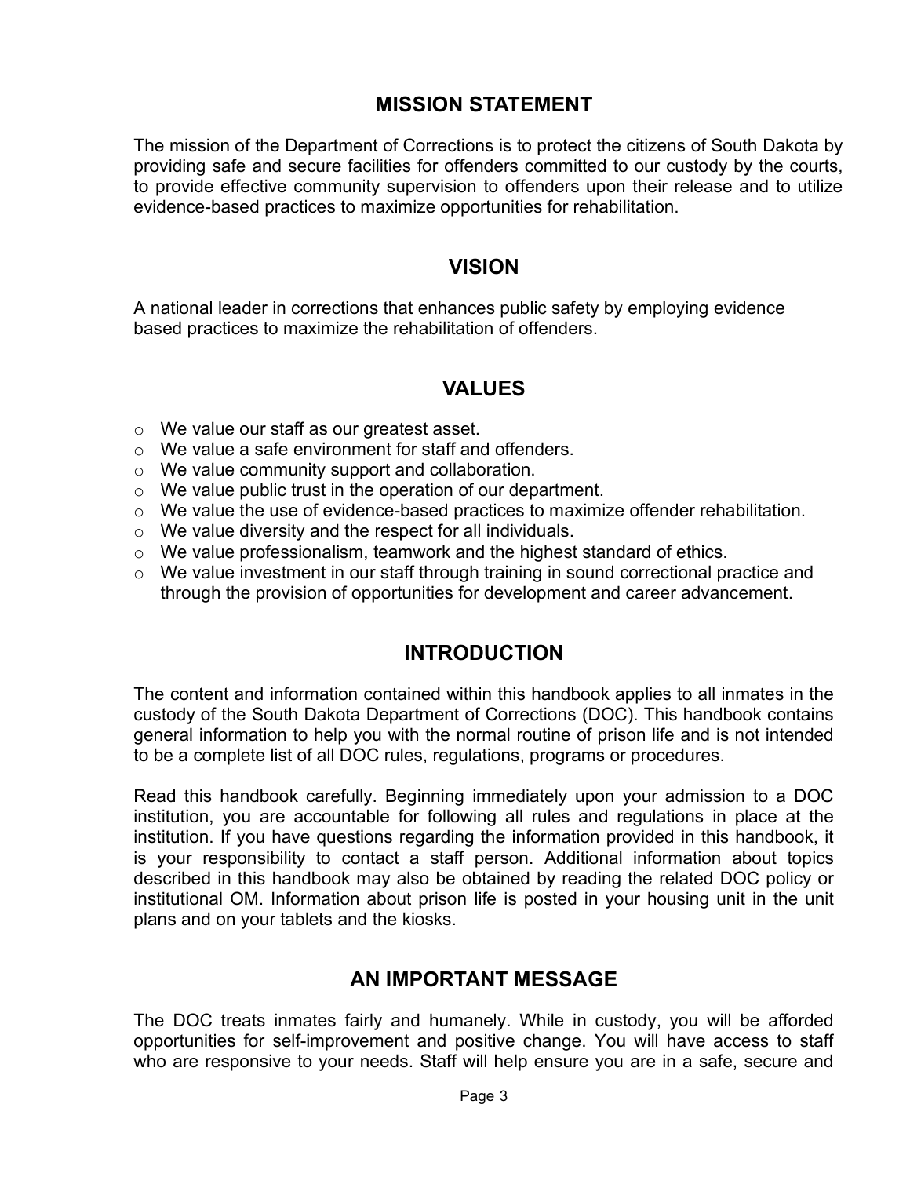## MISSION STATEMENT

The mission of the Department of Corrections is to protect the citizens of South Dakota by providing safe and secure facilities for offenders committed to our custody by the courts, to provide effective community supervision to offenders upon their release and to utilize evidence-based practices to maximize opportunities for rehabilitation.

## VISION

A national leader in corrections that enhances public safety by employing evidence based practices to maximize the rehabilitation of offenders.

## VALUES

- We value our staff as our greatest asset.
- We value a safe environment for staff and offenders.
- We value community support and collaboration.
- We value public trust in the operation of our department.
- We value the use of evidence-based practices to maximize offender rehabilitation.
- We value diversity and the respect for all individuals.
- We value professionalism, teamwork and the highest standard of ethics.
- We value investment in our staff through training in sound correctional practice and through the provision of opportunities for development and career advancement.

## INTRODUCTION

The content and information contained within this handbook applies to all inmates in the custody of the South Dakota Department of Corrections (DOC). This handbook contains general information to help you with the normal routine of prison life and is not intended to be a complete list of all DOC rules, regulations, programs or procedures.

Read this handbook carefully. Beginning immediately upon your admission to a DOC institution, you are accountable for following all rules and regulations in place at the institution. If you have questions regarding the information provided in this handbook, it is your responsibility to contact a staff person. Additional information about topics described in this handbook may also be obtained by reading the related DOC policy or institutional OM. Information about prison life is posted in your housing unit in the unit plans and on your tablets and the kiosks.

## AN IMPORTANT MESSAGE

The DOC treats inmates fairly and humanely. While in custody, you will be afforded opportunities for self-improvement and positive change. You will have access to staff who are responsive to your needs. Staff will help ensure you are in a safe, secure and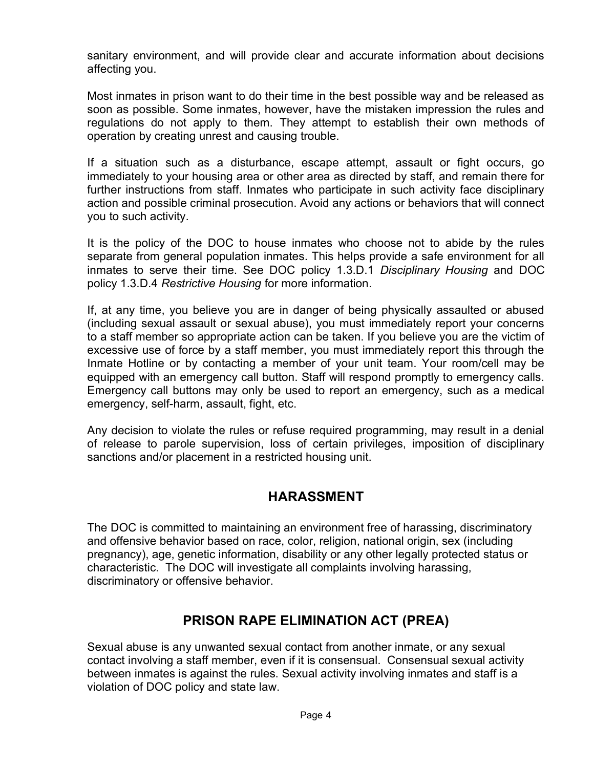sanitary environment, and will provide clear and accurate information about decisions affecting you.

Most inmates in prison want to do their time in the best possible way and be released as soon as possible. Some inmates, however, have the mistaken impression the rules and regulations do not apply to them. They attempt to establish their own methods of operation by creating unrest and causing trouble.

If a situation such as a disturbance, escape attempt, assault or fight occurs, go immediately to your housing area or other area as directed by staff, and remain there for further instructions from staff. Inmates who participate in such activity face disciplinary action and possible criminal prosecution. Avoid any actions or behaviors that will connect you to such activity.

It is the policy of the DOC to house inmates who choose not to abide by the rules separate from general population inmates. This helps provide a safe environment for all inmates to serve their time. See DOC policy 1.3.D.1 *Disciplinary Housing* and DOC policy 1.3.D.4 *Restrictive Housing* for more information.

If, at any time, you believe you are in danger of being physically assaulted or abused (including sexual assault or sexual abuse), you must immediately report your concerns to a staff member so appropriate action can be taken. If you believe you are the victim of excessive use of force by a staff member, you must immediately report this through the Inmate Hotline or by contacting a member of your unit team. Your room/cell may be equipped with an emergency call button. Staff will respond promptly to emergency calls. Emergency call buttons may only be used to report an emergency, such as a medical emergency, self-harm, assault, fight, etc.

Any decision to violate the rules or refuse required programming, may result in a denial of release to parole supervision, loss of certain privileges, imposition of disciplinary sanctions and/or placement in a restricted housing unit.

## HARASSMENT

The DOC is committed to maintaining an environment free of harassing, discriminatory and offensive behavior based on race, color, religion, national origin, sex (including pregnancy), age, genetic information, disability or any other legally protected status or characteristic. The DOC will investigate all complaints involving harassing, discriminatory or offensive behavior.

## PRISON RAPE ELIMINATION ACT (PREA)

Sexual abuse is any unwanted sexual contact from another inmate, or any sexual contact involving a staff member, even if it is consensual. Consensual sexual activity between inmates is against the rules. Sexual activity involving inmates and staff is a violation of DOC policy and state law.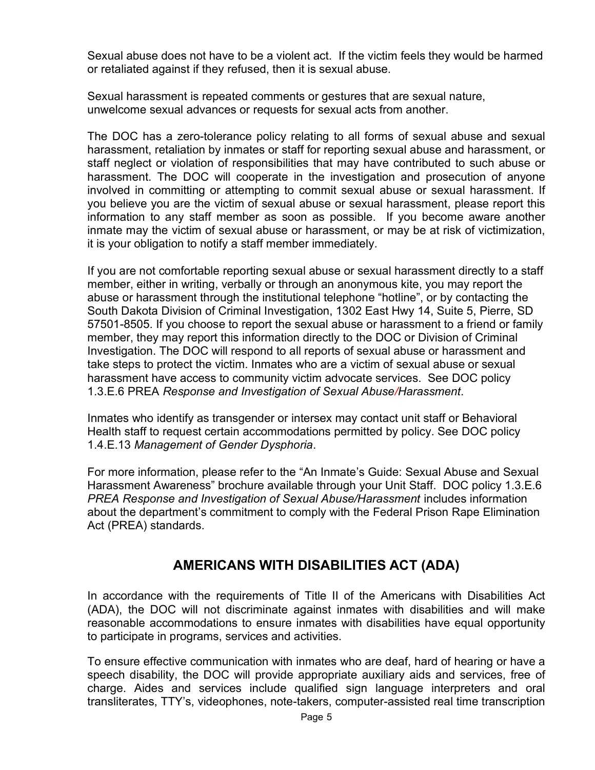Sexual abuse does not have to be a violent act. If the victim feels they would be harmed or retaliated against if they refused, then it is sexual abuse.

Sexual harassment is repeated comments or gestures that are sexual nature, unwelcome sexual advances or requests for sexual acts from another.

The DOC has a zero-tolerance policy relating to all forms of sexual abuse and sexual harassment, retaliation by inmates or staff for reporting sexual abuse and harassment, or staff neglect or violation of responsibilities that may have contributed to such abuse or harassment. The DOC will cooperate in the investigation and prosecution of anyone involved in committing or attempting to commit sexual abuse or sexual harassment. If you believe you are the victim of sexual abuse or sexual harassment, please report this information to any staff member as soon as possible. If you become aware another inmate may the victim of sexual abuse or harassment, or may be at risk of victimization, it is your obligation to notify a staff member immediately.

If you are not comfortable reporting sexual abuse or sexual harassment directly to a staff member, either in writing, verbally or through an anonymous kite, you may report the abuse or harassment through the institutional telephone "hotline", or by contacting the South Dakota Division of Criminal Investigation, 1302 East Hwy 14, Suite 5, Pierre, SD 57501-8505. If you choose to report the sexual abuse or harassment to a friend or family member, they may report this information directly to the DOC or Division of Criminal Investigation. The DOC will respond to all reports of sexual abuse or harassment and take steps to protect the victim. Inmates who are a victim of sexual abuse or sexual harassment have access to community victim advocate services. See DOC policy 1.3.E.6 PREA *Response and Investigation of Sexual Abuse/Harassment*.

Inmates who identify as transgender or intersex may contact unit staff or Behavioral Health staff to request certain accommodations permitted by policy. See DOC policy 1.4.E.13 *Management of Gender Dysphoria*.

For more information, please refer to the "An Inmate's Guide: Sexual Abuse and Sexual Harassment Awareness" brochure available through your Unit Staff. DOC policy 1.3.E.6 *PREA Response and Investigation of Sexual Abuse/Harassment* includes information about the department's commitment to comply with the Federal Prison Rape Elimination Act (PREA) standards.

## AMERICANS WITH DISABILITIES ACT (ADA)

In accordance with the requirements of Title II of the Americans with Disabilities Act (ADA), the DOC will not discriminate against inmates with disabilities and will make reasonable accommodations to ensure inmates with disabilities have equal opportunity to participate in programs, services and activities.

To ensure effective communication with inmates who are deaf, hard of hearing or have a speech disability, the DOC will provide appropriate auxiliary aids and services, free of charge. Aides and services include qualified sign language interpreters and oral transliterates, TTY's, videophones, note-takers, computer-assisted real time transcription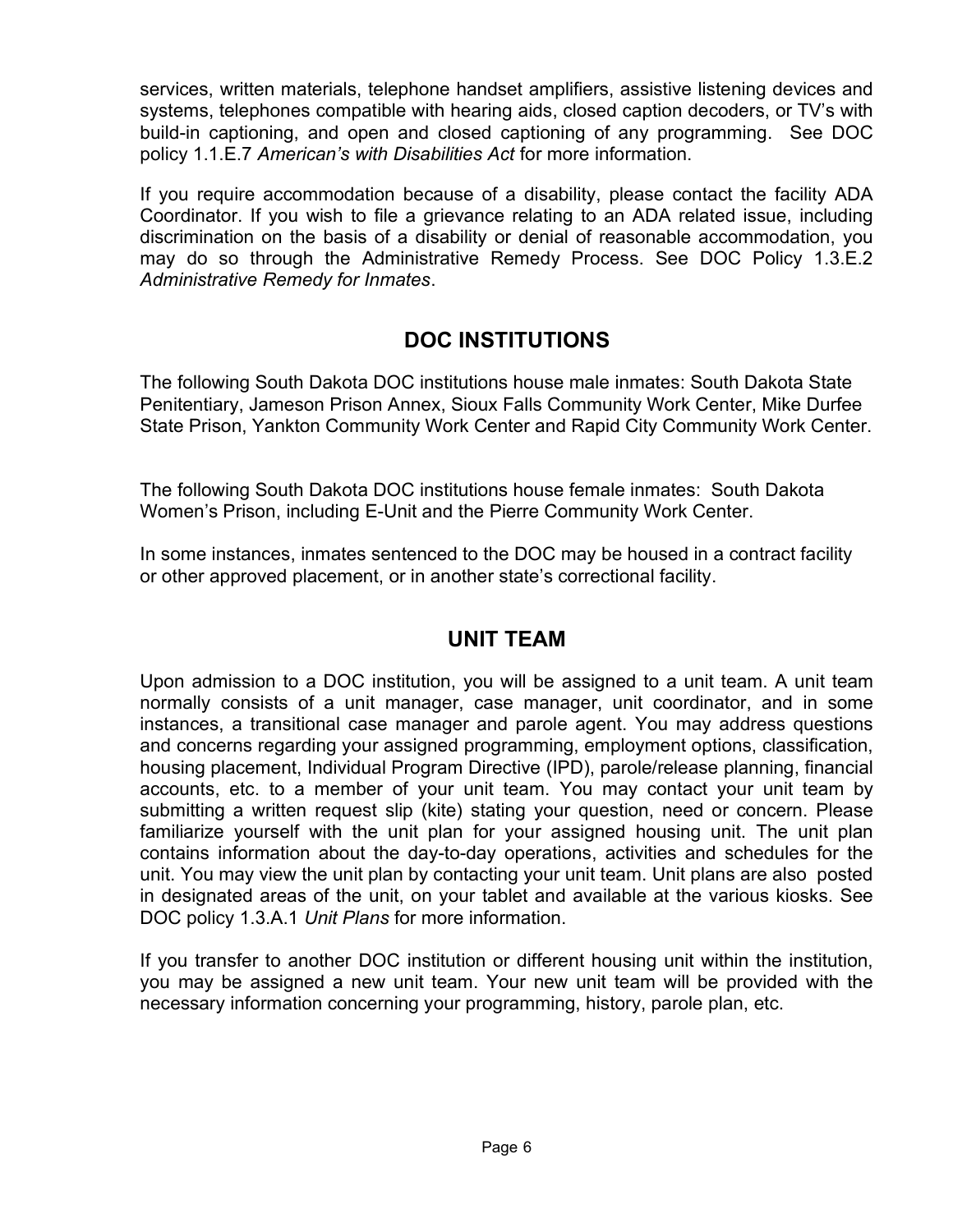services, written materials, telephone handset amplifiers, assistive listening devices and systems, telephones compatible with hearing aids, closed caption decoders, or TV's with build-in captioning, and open and closed captioning of any programming. See DOC policy 1.1.E.7 *American's with Disabilities Act* for more information.

If you require accommodation because of a disability, please contact the facility ADA Coordinator. If you wish to file a grievance relating to an ADA related issue, including discrimination on the basis of a disability or denial of reasonable accommodation, you may do so through the Administrative Remedy Process. See DOC Policy 1.3.E.2 *Administrative Remedy for Inmates*.

## DOC INSTITUTIONS

The following South Dakota DOC institutions house male inmates: South Dakota State Penitentiary, Jameson Prison Annex, Sioux Falls Community Work Center, Mike Durfee State Prison, Yankton Community Work Center and Rapid City Community Work Center.

The following South Dakota DOC institutions house female inmates: South Dakota Women's Prison, including E-Unit and the Pierre Community Work Center.

In some instances, inmates sentenced to the DOC may be housed in a contract facility or other approved placement, or in another state's correctional facility.

## UNIT TEAM

Upon admission to a DOC institution, you will be assigned to a unit team. A unit team normally consists of a unit manager, case manager, unit coordinator, and in some instances, a transitional case manager and parole agent. You may address questions and concerns regarding your assigned programming, employment options, classification, housing placement, Individual Program Directive (IPD), parole/release planning, financial accounts, etc. to a member of your unit team. You may contact your unit team by submitting a written request slip (kite) stating your question, need or concern. Please familiarize yourself with the unit plan for your assigned housing unit. The unit plan contains information about the day-to-day operations, activities and schedules for the unit. You may view the unit plan by contacting your unit team. Unit plans are also posted in designated areas of the unit, on your tablet and available at the various kiosks. See DOC policy 1.3.A.1 *Unit Plans* for more information.

If you transfer to another DOC institution or different housing unit within the institution, you may be assigned a new unit team. Your new unit team will be provided with the necessary information concerning your programming, history, parole plan, etc.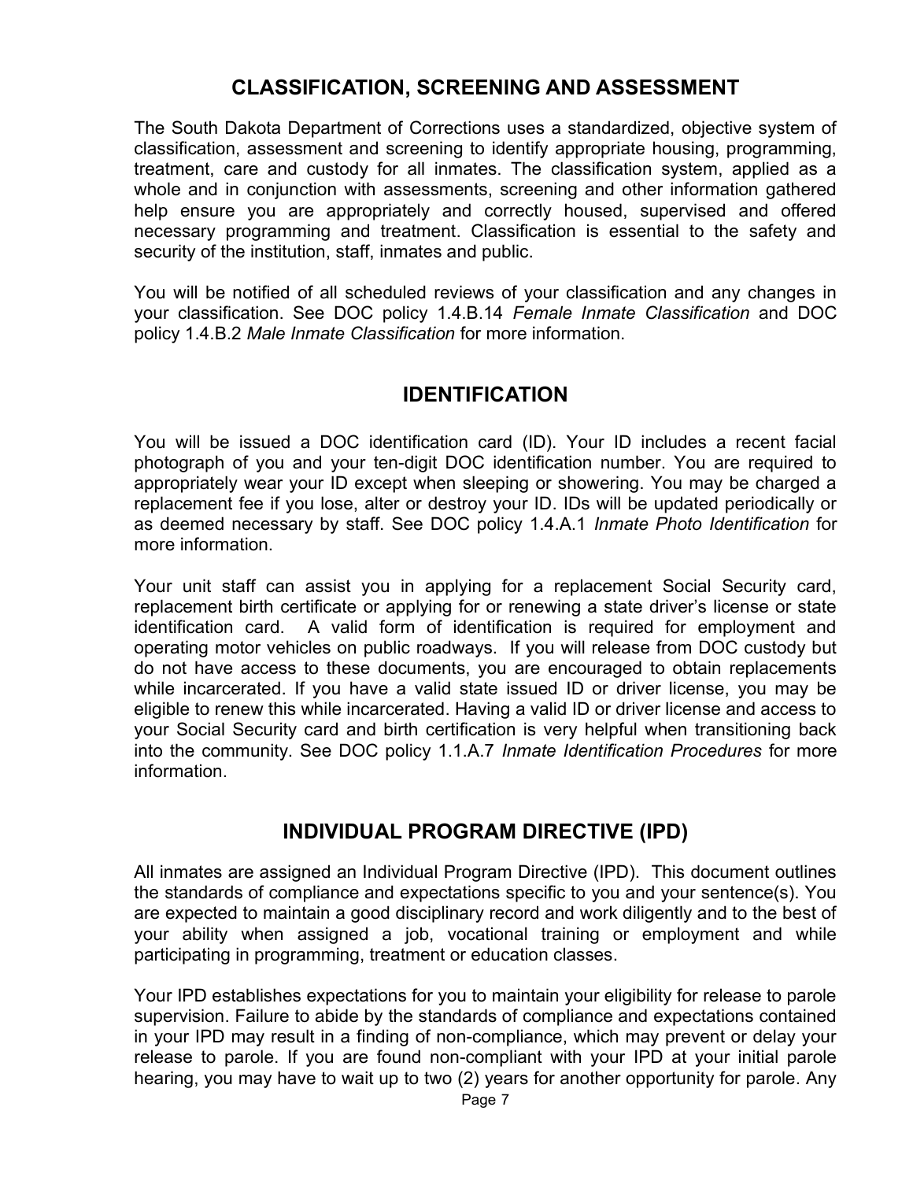## CLASSIFICATION, SCREENING AND ASSESSMENT

The South Dakota Department of Corrections uses a standardized, objective system of classification, assessment and screening to identify appropriate housing, programming, treatment, care and custody for all inmates. The classification system, applied as a whole and in conjunction with assessments, screening and other information gathered help ensure you are appropriately and correctly housed, supervised and offered necessary programming and treatment. Classification is essential to the safety and security of the institution, staff, inmates and public.

You will be notified of all scheduled reviews of your classification and any changes in your classification. See DOC policy 1.4.B.14 *Female Inmate Classification* and DOC policy 1.4.B.2 *Male Inmate Classification* for more information.

## IDENTIFICATION

You will be issued a DOC identification card (ID). Your ID includes a recent facial photograph of you and your ten-digit DOC identification number. You are required to appropriately wear your ID except when sleeping or showering. You may be charged a replacement fee if you lose, alter or destroy your ID. IDs will be updated periodically or as deemed necessary by staff. See DOC policy 1.4.A.1 *Inmate Photo Identification* for more information.

Your unit staff can assist you in applying for a replacement Social Security card, replacement birth certificate or applying for or renewing a state driver's license or state identification card. A valid form of identification is required for employment and operating motor vehicles on public roadways. If you will release from DOC custody but do not have access to these documents, you are encouraged to obtain replacements while incarcerated. If you have a valid state issued ID or driver license, you may be eligible to renew this while incarcerated. Having a valid ID or driver license and access to your Social Security card and birth certification is very helpful when transitioning back into the community. See DOC policy 1.1.A.7 *Inmate Identification Procedures* for more information.

## INDIVIDUAL PROGRAM DIRECTIVE (IPD)

All inmates are assigned an Individual Program Directive (IPD). This document outlines the standards of compliance and expectations specific to you and your sentence(s). You are expected to maintain a good disciplinary record and work diligently and to the best of your ability when assigned a job, vocational training or employment and while participating in programming, treatment or education classes.

Your IPD establishes expectations for you to maintain your eligibility for release to parole supervision. Failure to abide by the standards of compliance and expectations contained in your IPD may result in a finding of non-compliance, which may prevent or delay your release to parole. If you are found non-compliant with your IPD at your initial parole hearing, you may have to wait up to two (2) years for another opportunity for parole. Any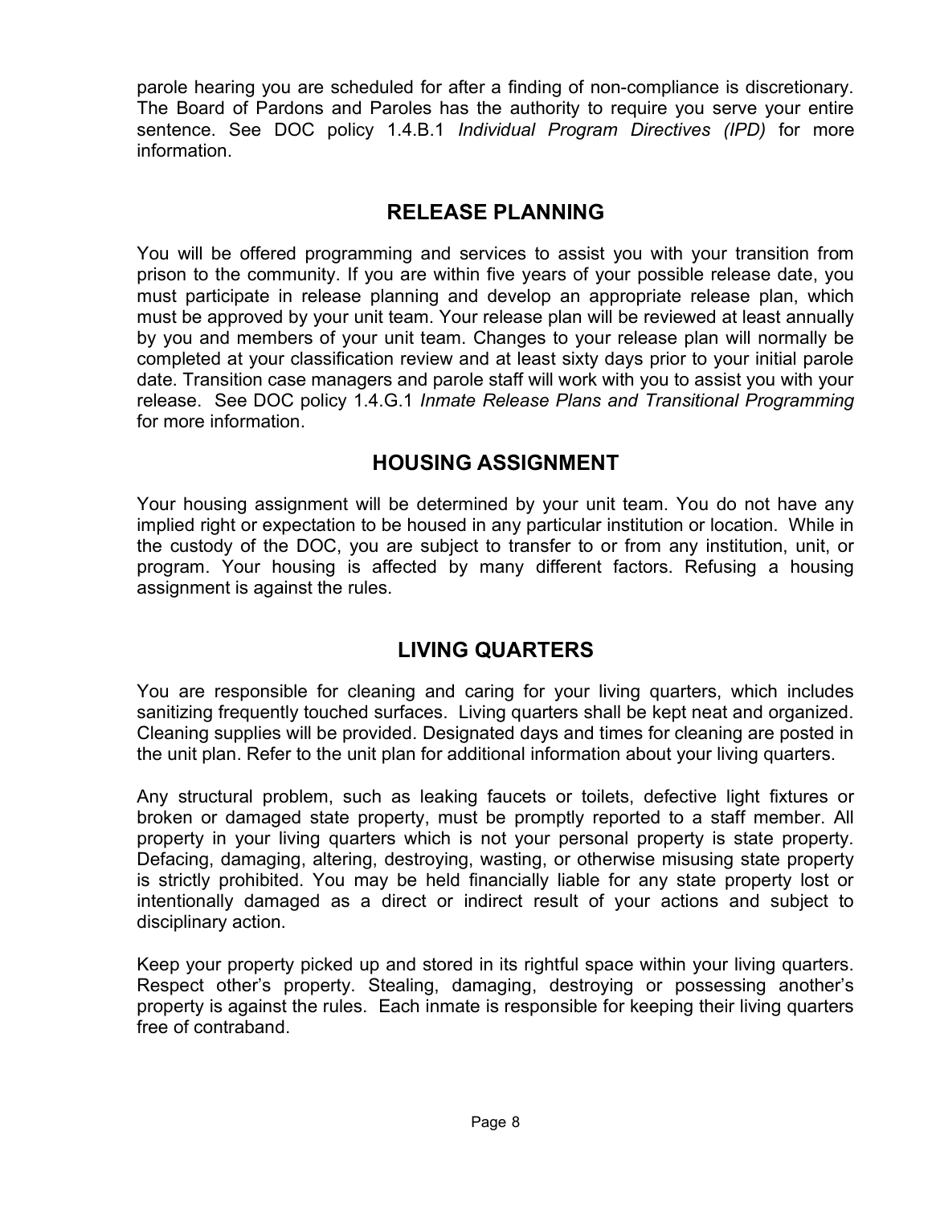parole hearing you are scheduled for after a finding of non-compliance is discretionary. The Board of Pardons and Paroles has the authority to require you serve your entire sentence. See DOC policy 1.4.B.1 *Individual Program Directives (IPD)* for more information.

## RELEASE PLANNING

You will be offered programming and services to assist you with your transition from prison to the community. If you are within five years of your possible release date, you must participate in release planning and develop an appropriate release plan, which must be approved by your unit team. Your release plan will be reviewed at least annually by you and members of your unit team. Changes to your release plan will normally be completed at your classification review and at least sixty days prior to your initial parole date. Transition case managers and parole staff will work with you to assist you with your release. See DOC policy 1.4.G.1 *Inmate Release Plans and Transitional Programming* for more information.

## HOUSING ASSIGNMENT

Your housing assignment will be determined by your unit team. You do not have any implied right or expectation to be housed in any particular institution or location. While in the custody of the DOC, you are subject to transfer to or from any institution, unit, or program. Your housing is affected by many different factors. Refusing a housing assignment is against the rules.

## LIVING QUARTERS

You are responsible for cleaning and caring for your living quarters, which includes sanitizing frequently touched surfaces. Living quarters shall be kept neat and organized. Cleaning supplies will be provided. Designated days and times for cleaning are posted in the unit plan. Refer to the unit plan for additional information about your living quarters.

Any structural problem, such as leaking faucets or toilets, defective light fixtures or broken or damaged state property, must be promptly reported to a staff member. All property in your living quarters which is not your personal property is state property. Defacing, damaging, altering, destroying, wasting, or otherwise misusing state property is strictly prohibited. You may be held financially liable for any state property lost or intentionally damaged as a direct or indirect result of your actions and subject to disciplinary action.

Keep your property picked up and stored in its rightful space within your living quarters. Respect other's property. Stealing, damaging, destroying or possessing another's property is against the rules. Each inmate is responsible for keeping their living quarters free of contraband.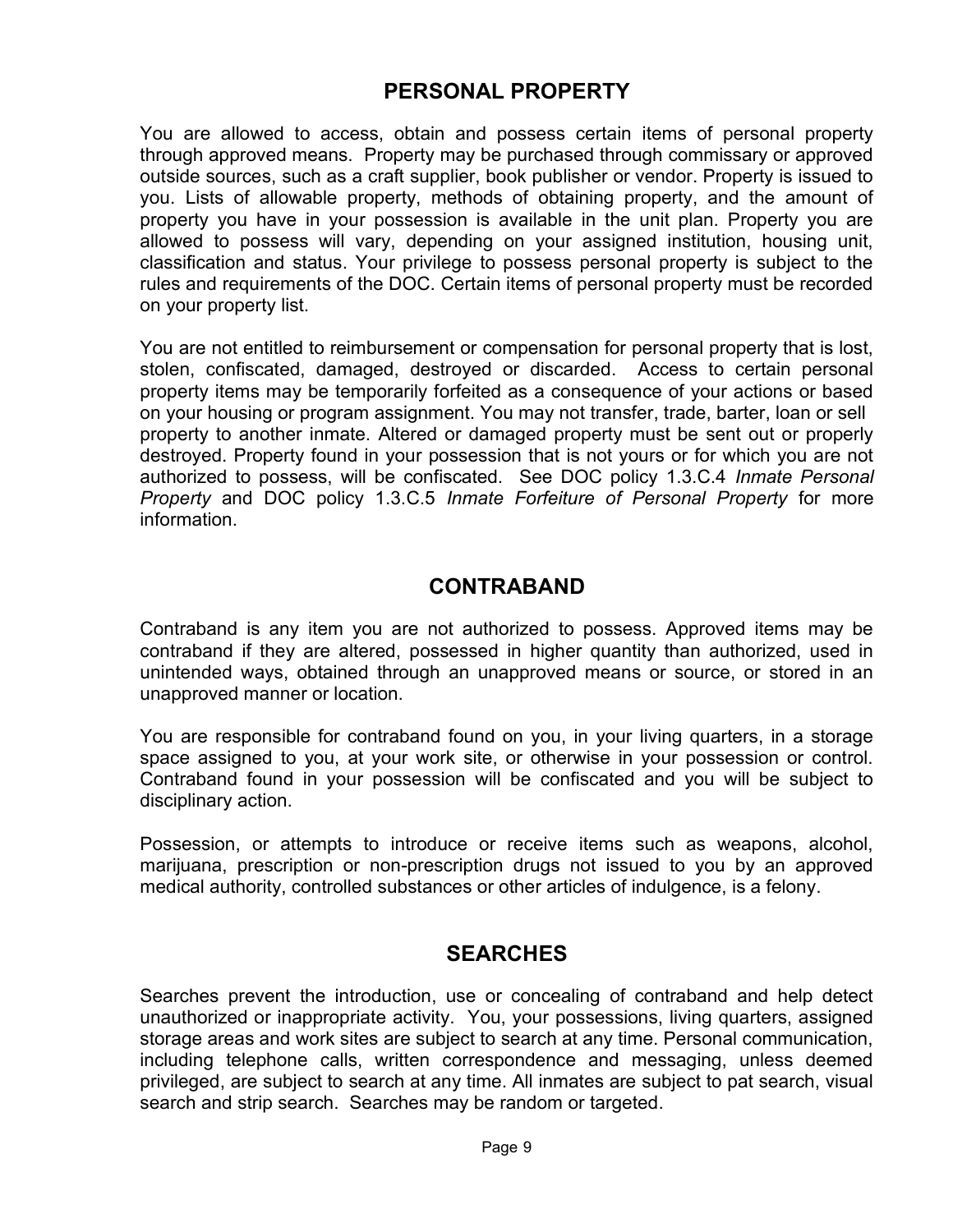## PERSONAL PROPERTY

You are allowed to access, obtain and possess certain items of personal property through approved means. Property may be purchased through commissary or approved outside sources, such as a craft supplier, book publisher or vendor. Property is issued to you. Lists of allowable property, methods of obtaining property, and the amount of property you have in your possession is available in the unit plan. Property you are allowed to possess will vary, depending on your assigned institution, housing unit, classification and status. Your privilege to possess personal property is subject to the rules and requirements of the DOC. Certain items of personal property must be recorded on your property list.

You are not entitled to reimbursement or compensation for personal property that is lost, stolen, confiscated, damaged, destroyed or discarded. Access to certain personal property items may be temporarily forfeited as a consequence of your actions or based on your housing or program assignment. You may not transfer, trade, barter, loan or sell property to another inmate. Altered or damaged property must be sent out or properly destroyed. Property found in your possession that is not yours or for which you are not authorized to possess, will be confiscated. See DOC policy 1.3.C.4 *Inmate Personal Property* and DOC policy 1.3.C.5 *Inmate Forfeiture of Personal Property* for more information.

## CONTRABAND

Contraband is any item you are not authorized to possess. Approved items may be contraband if they are altered, possessed in higher quantity than authorized, used in unintended ways, obtained through an unapproved means or source, or stored in an unapproved manner or location.

You are responsible for contraband found on you, in your living quarters, in a storage space assigned to you, at your work site, or otherwise in your possession or control. Contraband found in your possession will be confiscated and you will be subject to disciplinary action.

Possession, or attempts to introduce or receive items such as weapons, alcohol, marijuana, prescription or non-prescription drugs not issued to you by an approved medical authority, controlled substances or other articles of indulgence, is a felony.

## SEARCHES

Searches prevent the introduction, use or concealing of contraband and help detect unauthorized or inappropriate activity. You, your possessions, living quarters, assigned storage areas and work sites are subject to search at any time. Personal communication, including telephone calls, written correspondence and messaging, unless deemed privileged, are subject to search at any time. All inmates are subject to pat search, visual search and strip search. Searches may be random or targeted.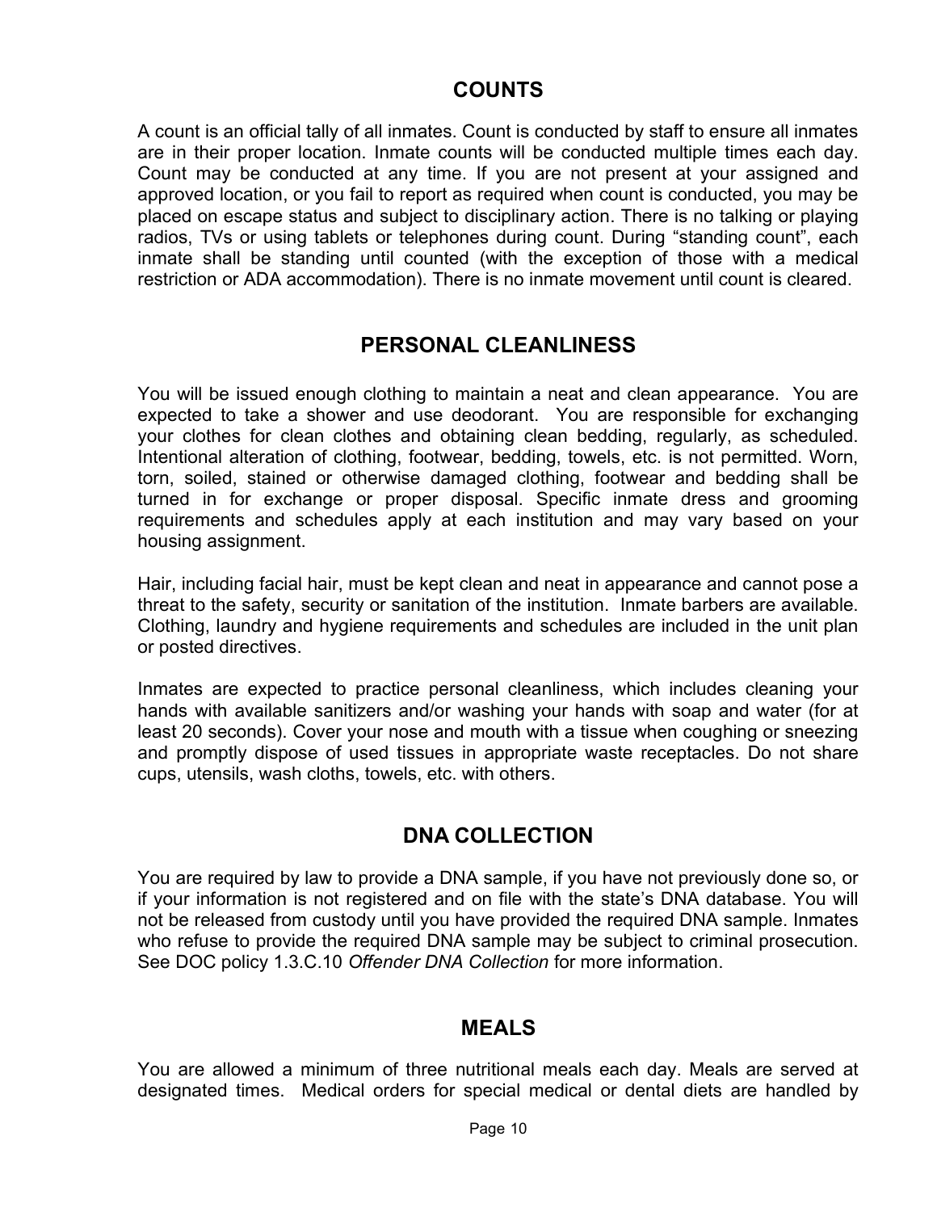## COUNTS

A count is an official tally of all inmates. Count is conducted by staff to ensure all inmates are in their proper location. Inmate counts will be conducted multiple times each day. Count may be conducted at any time. If you are not present at your assigned and approved location, or you fail to report as required when count is conducted, you may be placed on escape status and subject to disciplinary action. There is no talking or playing radios, TVs or using tablets or telephones during count. During “standing count”, each inmate shall be standing until counted (with the exception of those with a medical restriction or ADA accommodation). There is no inmate movement until count is cleared.

## PERSONAL CLEANLINESS

You will be issued enough clothing to maintain a neat and clean appearance. You are expected to take a shower and use deodorant. You are responsible for exchanging your clothes for clean clothes and obtaining clean bedding, regularly, as scheduled. Intentional alteration of clothing, footwear, bedding, towels, etc. is not permitted. Worn, torn, soiled, stained or otherwise damaged clothing, footwear and bedding shall be turned in for exchange or proper disposal. Specific inmate dress and grooming requirements and schedules apply at each institution and may vary based on your housing assignment.

Hair, including facial hair, must be kept clean and neat in appearance and cannot pose a threat to the safety, security or sanitation of the institution. Inmate barbers are available. Clothing, laundry and hygiene requirements and schedules are included in the unit plan or posted directives.

Inmates are expected to practice personal cleanliness, which includes cleaning your hands with available sanitizers and/or washing your hands with soap and water (for at least 20 seconds). Cover your nose and mouth with a tissue when coughing or sneezing and promptly dispose of used tissues in appropriate waste receptacles. Do not share cups, utensils, wash cloths, towels, etc. with others.

## DNA COLLECTION

You are required by law to provide a DNA sample, if you have not previously done so, or if your information is not registered and on file with the state’s DNA database. You will not be released from custody until you have provided the required DNA sample. Inmates who refuse to provide the required DNA sample may be subject to criminal prosecution. See DOC policy 1.3.C.10 *Offender DNA Collection* for more information.

## MEALS

You are allowed a minimum of three nutritional meals each day. Meals are served at designated times. Medical orders for special medical or dental diets are handled by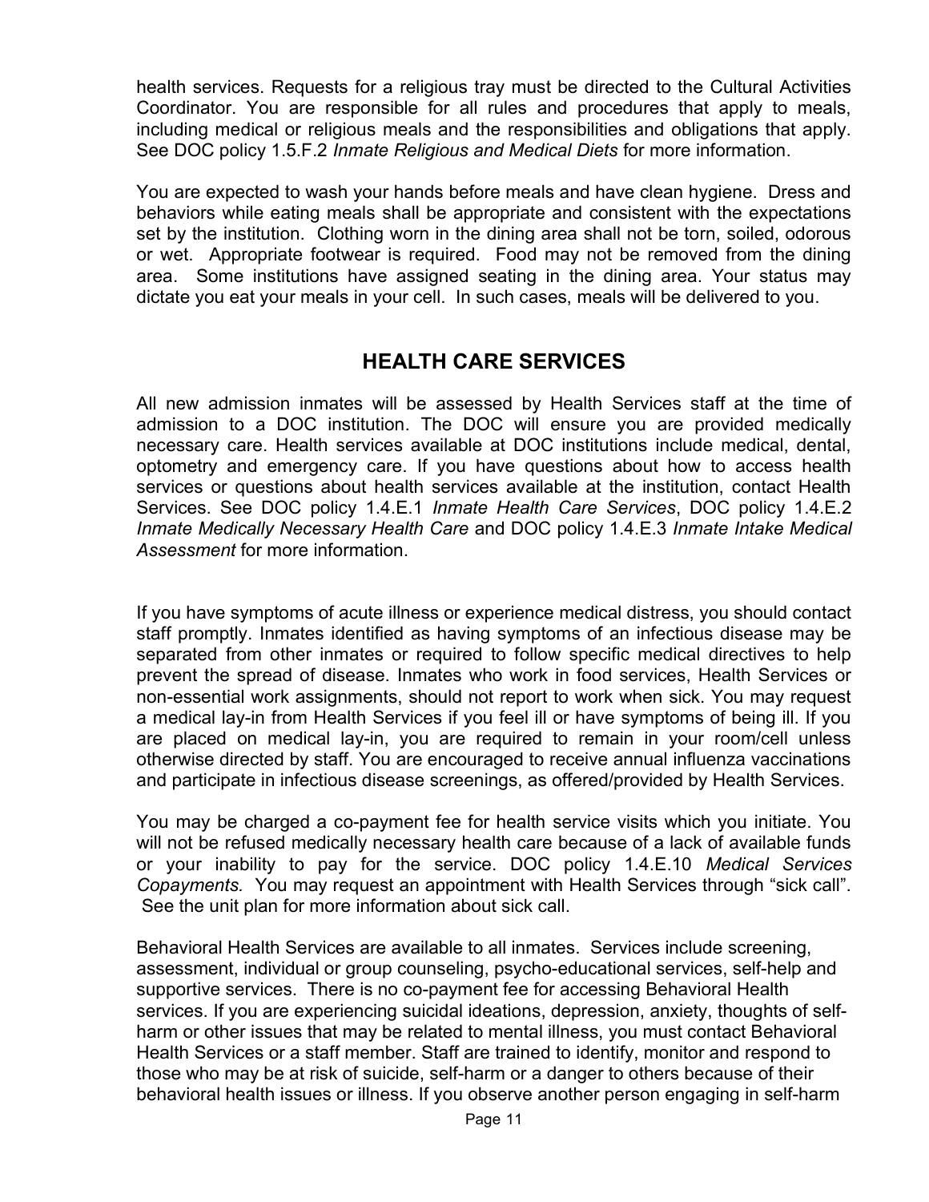health services. Requests for a religious tray must be directed to the Cultural Activities Coordinator. You are responsible for all rules and procedures that apply to meals, including medical or religious meals and the responsibilities and obligations that apply. See DOC policy 1.5.F.2 *Inmate Religious and Medical Diets* for more information.

You are expected to wash your hands before meals and have clean hygiene. Dress and behaviors while eating meals shall be appropriate and consistent with the expectations set by the institution. Clothing worn in the dining area shall not be torn, soiled, odorous or wet. Appropriate footwear is required. Food may not be removed from the dining area. Some institutions have assigned seating in the dining area. Your status may dictate you eat your meals in your cell. In such cases, meals will be delivered to you.

## HEALTH CARE SERVICES

All new admission inmates will be assessed by Health Services staff at the time of admission to a DOC institution. The DOC will ensure you are provided medically necessary care. Health services available at DOC institutions include medical, dental, optometry and emergency care. If you have questions about how to access health services or questions about health services available at the institution, contact Health Services. See DOC policy 1.4.E.1 *Inmate Health Care Services*, DOC policy 1.4.E.2 *Inmate Medically Necessary Health Care* and DOC policy 1.4.E.3 *Inmate Intake Medical Assessment* for more information.

If you have symptoms of acute illness or experience medical distress, you should contact staff promptly. Inmates identified as having symptoms of an infectious disease may be separated from other inmates or required to follow specific medical directives to help prevent the spread of disease. Inmates who work in food services, Health Services or non-essential work assignments, should not report to work when sick. You may request a medical lay-in from Health Services if you feel ill or have symptoms of being ill. If you are placed on medical lay-in, you are required to remain in your room/cell unless otherwise directed by staff. You are encouraged to receive annual influenza vaccinations and participate in infectious disease screenings, as offered/provided by Health Services.

You may be charged a co-payment fee for health service visits which you initiate. You will not be refused medically necessary health care because of a lack of available funds or your inability to pay for the service. DOC policy 1.4.E.10 *Medical Services Copayments.* You may request an appointment with Health Services through "sick call". See the unit plan for more information about sick call.

Behavioral Health Services are available to all inmates. Services include screening, assessment, individual or group counseling, psycho-educational services, self-help and supportive services. There is no co-payment fee for accessing Behavioral Health services. If you are experiencing suicidal ideations, depression, anxiety, thoughts of self-harm or other issues that may be related to mental illness, you must contact Behavioral Health Services or a staff member. Staff are trained to identify, monitor and respond to those who may be at risk of suicide, self-harm or a danger to others because of their behavioral health issues or illness. If you observe another person engaging in self-harm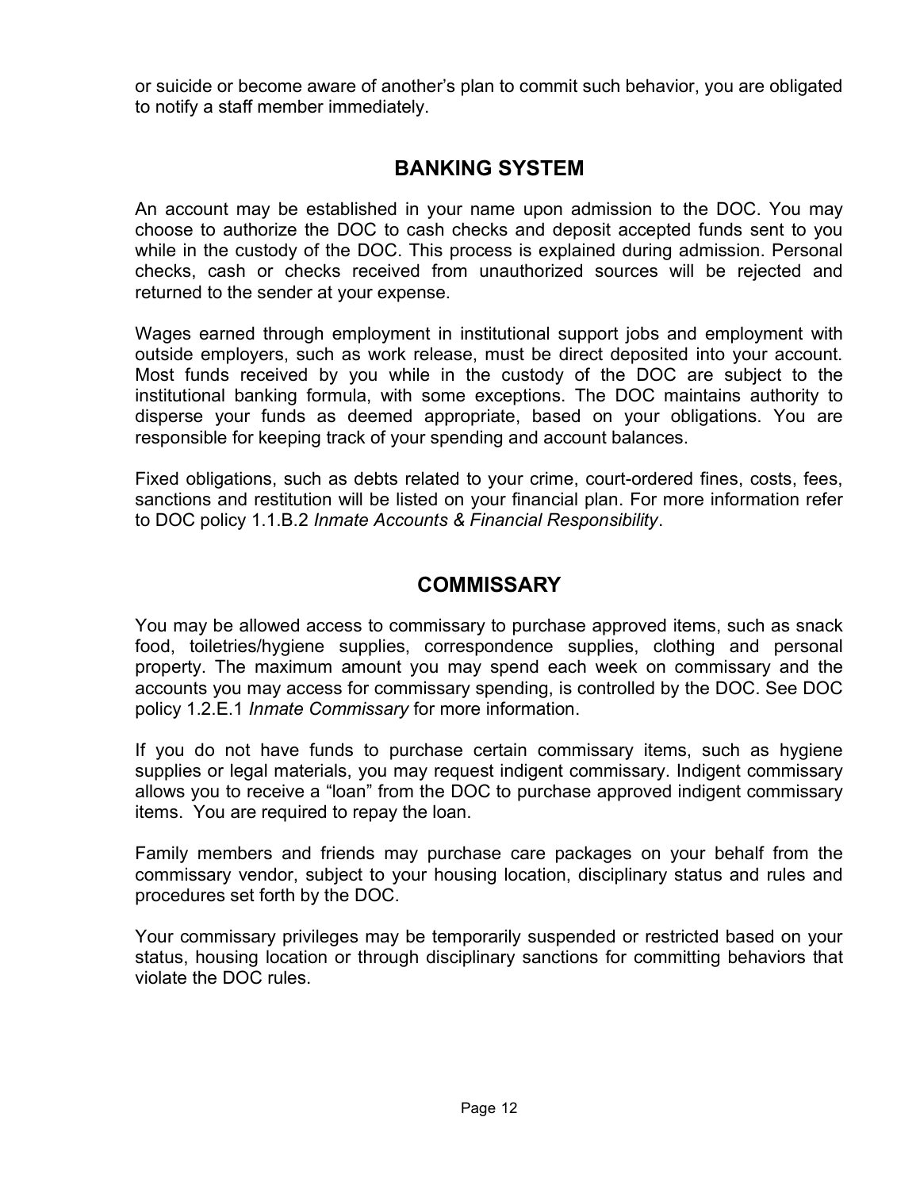or suicide or become aware of another's plan to commit such behavior, you are obligated to notify a staff member immediately.

## BANKING SYSTEM

An account may be established in your name upon admission to the DOC. You may choose to authorize the DOC to cash checks and deposit accepted funds sent to you while in the custody of the DOC. This process is explained during admission. Personal checks, cash or checks received from unauthorized sources will be rejected and returned to the sender at your expense.

Wages earned through employment in institutional support jobs and employment with outside employers, such as work release, must be direct deposited into your account. Most funds received by you while in the custody of the DOC are subject to the institutional banking formula, with some exceptions. The DOC maintains authority to disperse your funds as deemed appropriate, based on your obligations. You are responsible for keeping track of your spending and account balances.

Fixed obligations, such as debts related to your crime, court-ordered fines, costs, fees, sanctions and restitution will be listed on your financial plan. For more information refer to DOC policy 1.1.B.2 *Inmate Accounts & Financial Responsibility*.

## COMMISSARY

You may be allowed access to commissary to purchase approved items, such as snack food, toiletries/hygiene supplies, correspondence supplies, clothing and personal property. The maximum amount you may spend each week on commissary and the accounts you may access for commissary spending, is controlled by the DOC. See DOC policy 1.2.E.1 *Inmate Commissary* for more information.

If you do not have funds to purchase certain commissary items, such as hygiene supplies or legal materials, you may request indigent commissary. Indigent commissary allows you to receive a "loan" from the DOC to purchase approved indigent commissary items. You are required to repay the loan.

Family members and friends may purchase care packages on your behalf from the commissary vendor, subject to your housing location, disciplinary status and rules and procedures set forth by the DOC.

Your commissary privileges may be temporarily suspended or restricted based on your status, housing location or through disciplinary sanctions for committing behaviors that violate the DOC rules.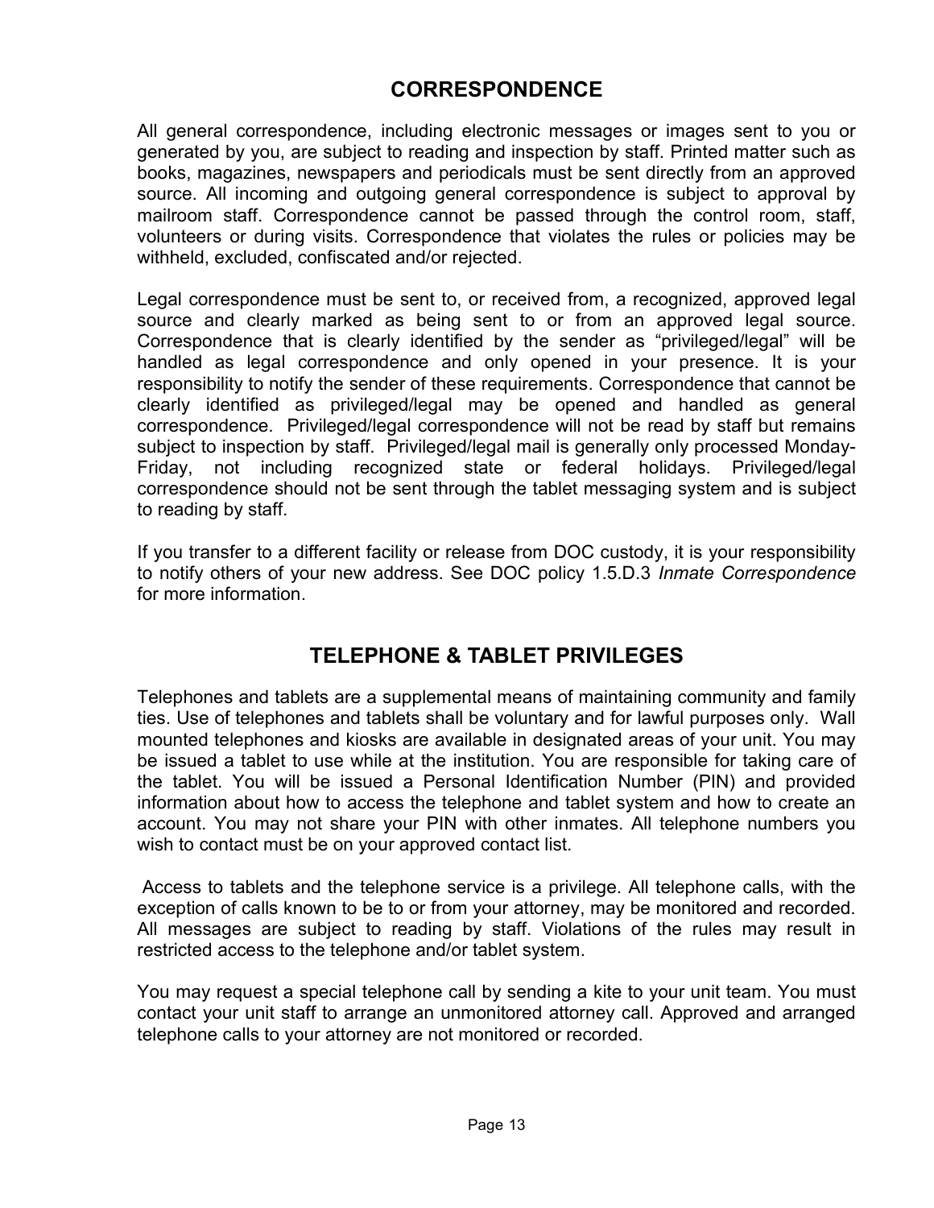## CORRESPONDENCE

All general correspondence, including electronic messages or images sent to you or generated by you, are subject to reading and inspection by staff. Printed matter such as books, magazines, newspapers and periodicals must be sent directly from an approved source. All incoming and outgoing general correspondence is subject to approval by mailroom staff. Correspondence cannot be passed through the control room, staff, volunteers or during visits. Correspondence that violates the rules or policies may be withheld, excluded, confiscated and/or rejected.

Legal correspondence must be sent to, or received from, a recognized, approved legal source and clearly marked as being sent to or from an approved legal source. Correspondence that is clearly identified by the sender as "privileged/legal" will be handled as legal correspondence and only opened in your presence. It is your responsibility to notify the sender of these requirements. Correspondence that cannot be clearly identified as privileged/legal may be opened and handled as general correspondence. Privileged/legal correspondence will not be read by staff but remains subject to inspection by staff. Privileged/legal mail is generally only processed Monday-Friday, not including recognized state or federal holidays. Privileged/legal correspondence should not be sent through the tablet messaging system and is subject to reading by staff.

If you transfer to a different facility or release from DOC custody, it is your responsibility to notify others of your new address. See DOC policy 1.5.D.3 *Inmate Correspondence* for more information.

## TELEPHONE & TABLET PRIVILEGES

Telephones and tablets are a supplemental means of maintaining community and family ties. Use of telephones and tablets shall be voluntary and for lawful purposes only. Wall mounted telephones and kiosks are available in designated areas of your unit. You may be issued a tablet to use while at the institution. You are responsible for taking care of the tablet. You will be issued a Personal Identification Number (PIN) and provided information about how to access the telephone and tablet system and how to create an account. You may not share your PIN with other inmates. All telephone numbers you wish to contact must be on your approved contact list.

Access to tablets and the telephone service is a privilege. All telephone calls, with the exception of calls known to be to or from your attorney, may be monitored and recorded. All messages are subject to reading by staff. Violations of the rules may result in restricted access to the telephone and/or tablet system.

You may request a special telephone call by sending a kite to your unit team. You must contact your unit staff to arrange an unmonitored attorney call. Approved and arranged telephone calls to your attorney are not monitored or recorded.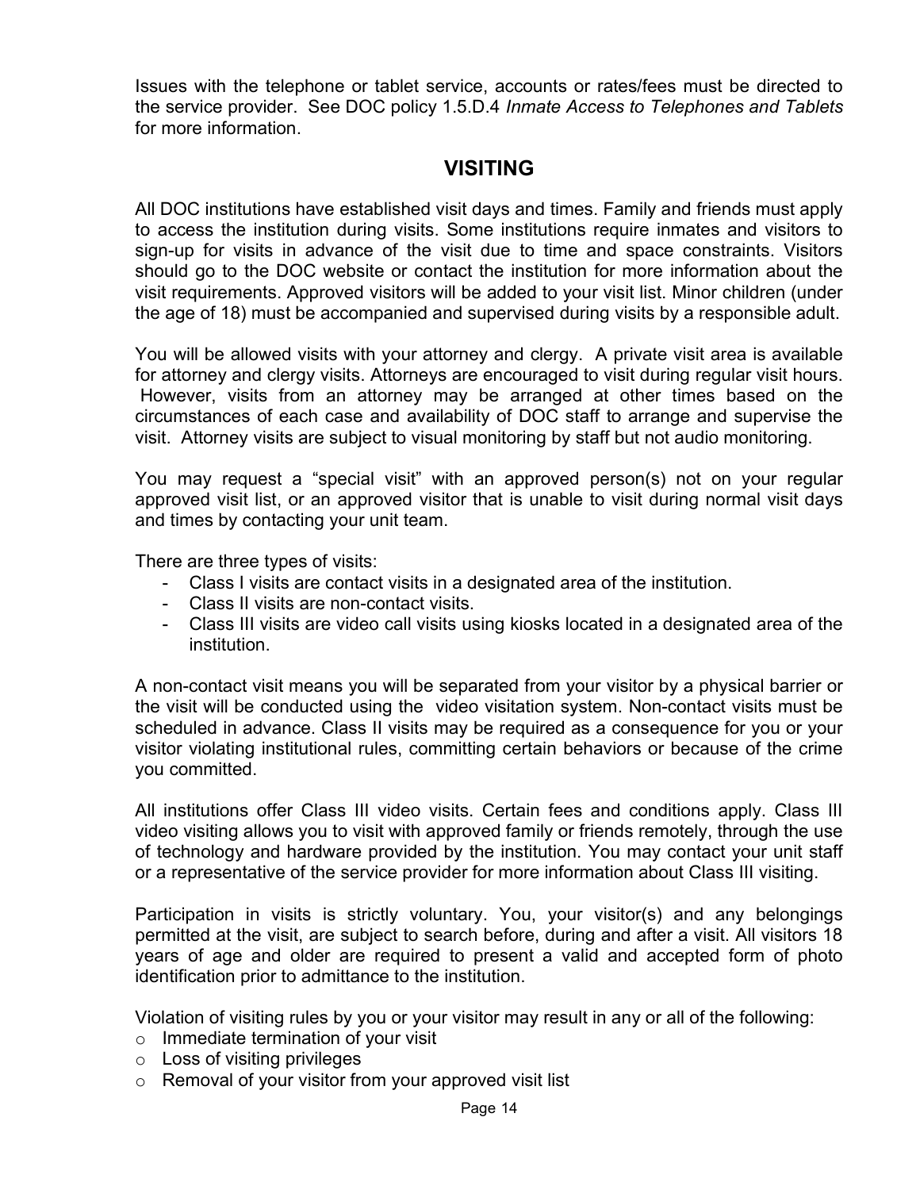Issues with the telephone or tablet service, accounts or rates/fees must be directed to the service provider. See DOC policy 1.5.D.4 *Inmate Access to Telephones and Tablets* for more information.

## VISITING

All DOC institutions have established visit days and times. Family and friends must apply to access the institution during visits. Some institutions require inmates and visitors to sign-up for visits in advance of the visit due to time and space constraints. Visitors should go to the DOC website or contact the institution for more information about the visit requirements. Approved visitors will be added to your visit list. Minor children (under the age of 18) must be accompanied and supervised during visits by a responsible adult.

You will be allowed visits with your attorney and clergy. A private visit area is available for attorney and clergy visits. Attorneys are encouraged to visit during regular visit hours. However, visits from an attorney may be arranged at other times based on the circumstances of each case and availability of DOC staff to arrange and supervise the visit. Attorney visits are subject to visual monitoring by staff but not audio monitoring.

You may request a "special visit" with an approved person(s) not on your regular approved visit list, or an approved visitor that is unable to visit during normal visit days and times by contacting your unit team.

There are three types of visits:

- Class I visits are contact visits in a designated area of the institution.
- Class II visits are non-contact visits.
- Class III visits are video call visits using kiosks located in a designated area of the institution.

A non-contact visit means you will be separated from your visitor by a physical barrier or the visit will be conducted using the video visitation system. Non-contact visits must be scheduled in advance. Class II visits may be required as a consequence for you or your visitor violating institutional rules, committing certain behaviors or because of the crime you committed.

All institutions offer Class III video visits. Certain fees and conditions apply. Class III video visiting allows you to visit with approved family or friends remotely, through the use of technology and hardware provided by the institution. You may contact your unit staff or a representative of the service provider for more information about Class III visiting.

Participation in visits is strictly voluntary. You, your visitor(s) and any belongings permitted at the visit, are subject to search before, during and after a visit. All visitors 18 years of age and older are required to present a valid and accepted form of photo identification prior to admittance to the institution.

Violation of visiting rules by you or your visitor may result in any or all of the following:

- Immediate termination of your visit
- Loss of visiting privileges
- Removal of your visitor from your approved visit list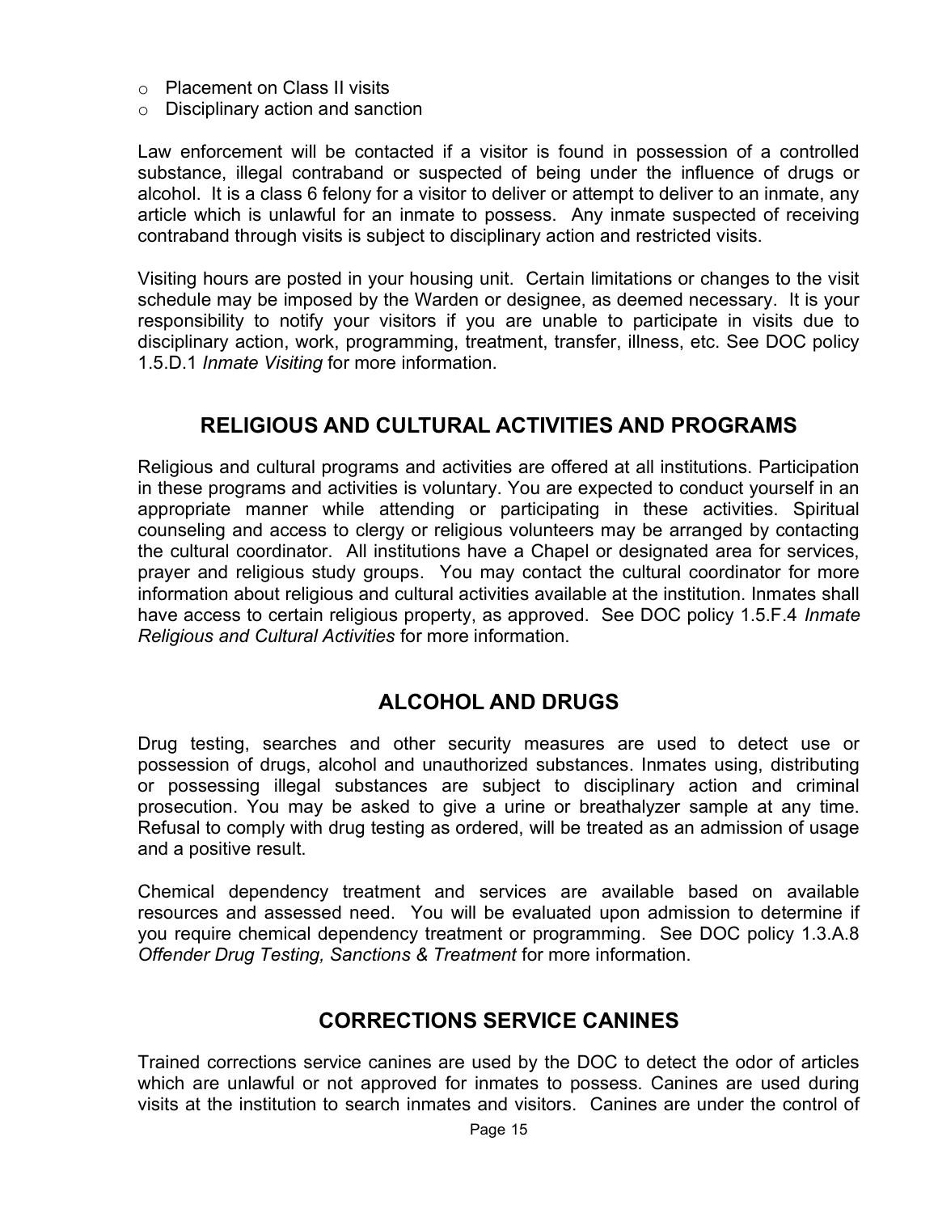- Placement on Class II visits
- Disciplinary action and sanction

Law enforcement will be contacted if a visitor is found in possession of a controlled substance, illegal contraband or suspected of being under the influence of drugs or alcohol. It is a class 6 felony for a visitor to deliver or attempt to deliver to an inmate, any article which is unlawful for an inmate to possess. Any inmate suspected of receiving contraband through visits is subject to disciplinary action and restricted visits.

Visiting hours are posted in your housing unit. Certain limitations or changes to the visit schedule may be imposed by the Warden or designee, as deemed necessary. It is your responsibility to notify your visitors if you are unable to participate in visits due to disciplinary action, work, programming, treatment, transfer, illness, etc. See DOC policy 1.5.D.1 *Inmate Visiting* for more information.

## RELIGIOUS AND CULTURAL ACTIVITIES AND PROGRAMS

Religious and cultural programs and activities are offered at all institutions. Participation in these programs and activities is voluntary. You are expected to conduct yourself in an appropriate manner while attending or participating in these activities. Spiritual counseling and access to clergy or religious volunteers may be arranged by contacting the cultural coordinator. All institutions have a Chapel or designated area for services, prayer and religious study groups. You may contact the cultural coordinator for more information about religious and cultural activities available at the institution. Inmates shall have access to certain religious property, as approved. See DOC policy 1.5.F.4 *Inmate Religious and Cultural Activities* for more information.

## ALCOHOL AND DRUGS

Drug testing, searches and other security measures are used to detect use or possession of drugs, alcohol and unauthorized substances. Inmates using, distributing or possessing illegal substances are subject to disciplinary action and criminal prosecution. You may be asked to give a urine or breathalyzer sample at any time. Refusal to comply with drug testing as ordered, will be treated as an admission of usage and a positive result.

Chemical dependency treatment and services are available based on available resources and assessed need. You will be evaluated upon admission to determine if you require chemical dependency treatment or programming. See DOC policy 1.3.A.8 *Offender Drug Testing, Sanctions & Treatment* for more information.

## CORRECTIONS SERVICE CANINES

Trained corrections service canines are used by the DOC to detect the odor of articles which are unlawful or not approved for inmates to possess. Canines are used during visits at the institution to search inmates and visitors. Canines are under the control of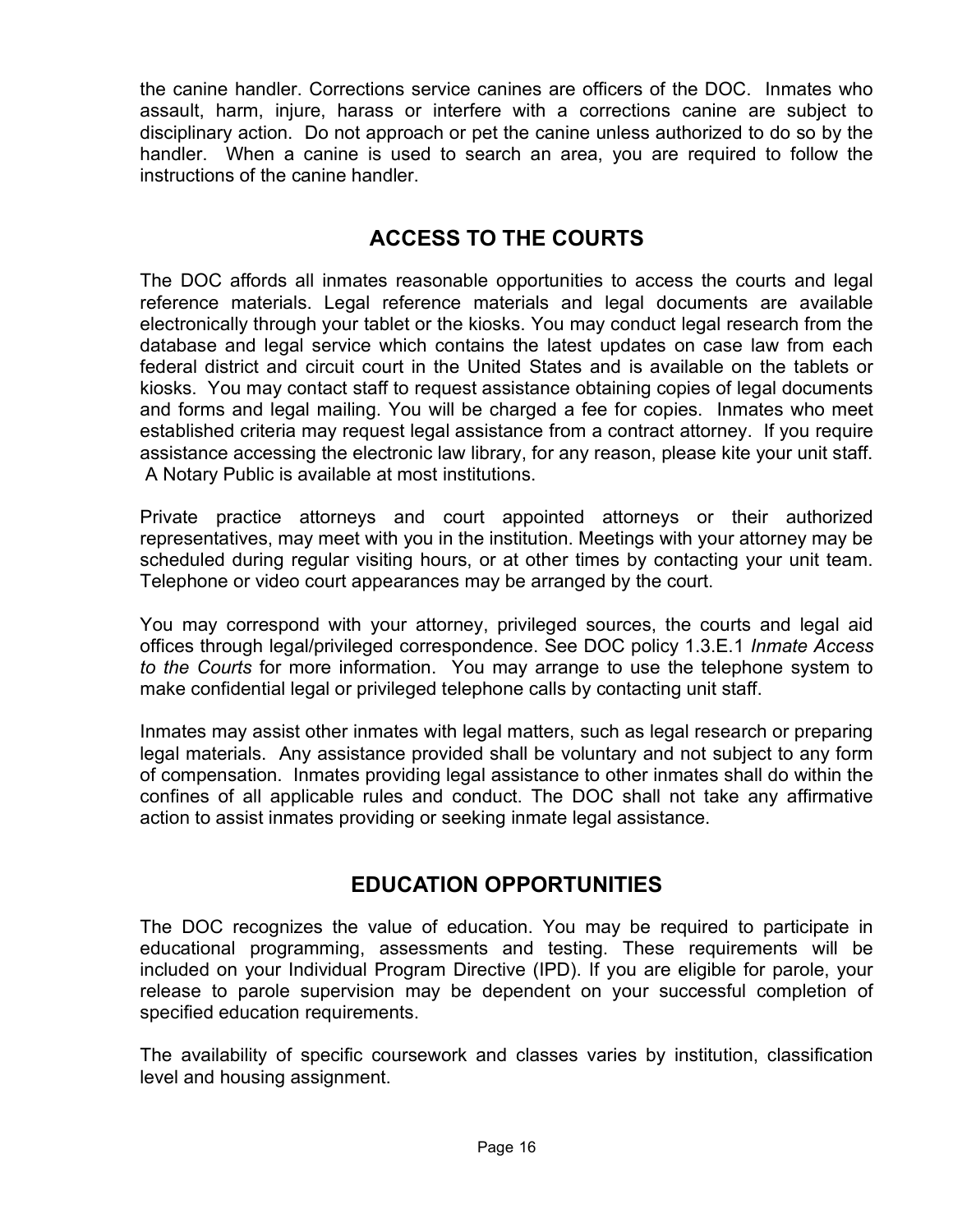the canine handler. Corrections service canines are officers of the DOC. Inmates who assault, harm, injure, harass or interfere with a corrections canine are subject to disciplinary action. Do not approach or pet the canine unless authorized to do so by the handler. When a canine is used to search an area, you are required to follow the instructions of the canine handler.

## ACCESS TO THE COURTS

The DOC affords all inmates reasonable opportunities to access the courts and legal reference materials. Legal reference materials and legal documents are available electronically through your tablet or the kiosks. You may conduct legal research from the database and legal service which contains the latest updates on case law from each federal district and circuit court in the United States and is available on the tablets or kiosks. You may contact staff to request assistance obtaining copies of legal documents and forms and legal mailing. You will be charged a fee for copies. Inmates who meet established criteria may request legal assistance from a contract attorney. If you require assistance accessing the electronic law library, for any reason, please kite your unit staff. A Notary Public is available at most institutions.

Private practice attorneys and court appointed attorneys or their authorized representatives, may meet with you in the institution. Meetings with your attorney may be scheduled during regular visiting hours, or at other times by contacting your unit team. Telephone or video court appearances may be arranged by the court.

You may correspond with your attorney, privileged sources, the courts and legal aid offices through legal/privileged correspondence. See DOC policy 1.3.E.1 *Inmate Access to the Courts* for more information. You may arrange to use the telephone system to make confidential legal or privileged telephone calls by contacting unit staff.

Inmates may assist other inmates with legal matters, such as legal research or preparing legal materials. Any assistance provided shall be voluntary and not subject to any form of compensation. Inmates providing legal assistance to other inmates shall do within the confines of all applicable rules and conduct. The DOC shall not take any affirmative action to assist inmates providing or seeking inmate legal assistance.

## EDUCATION OPPORTUNITIES

The DOC recognizes the value of education. You may be required to participate in educational programming, assessments and testing. These requirements will be included on your Individual Program Directive (IPD). If you are eligible for parole, your release to parole supervision may be dependent on your successful completion of specified education requirements.

The availability of specific coursework and classes varies by institution, classification level and housing assignment.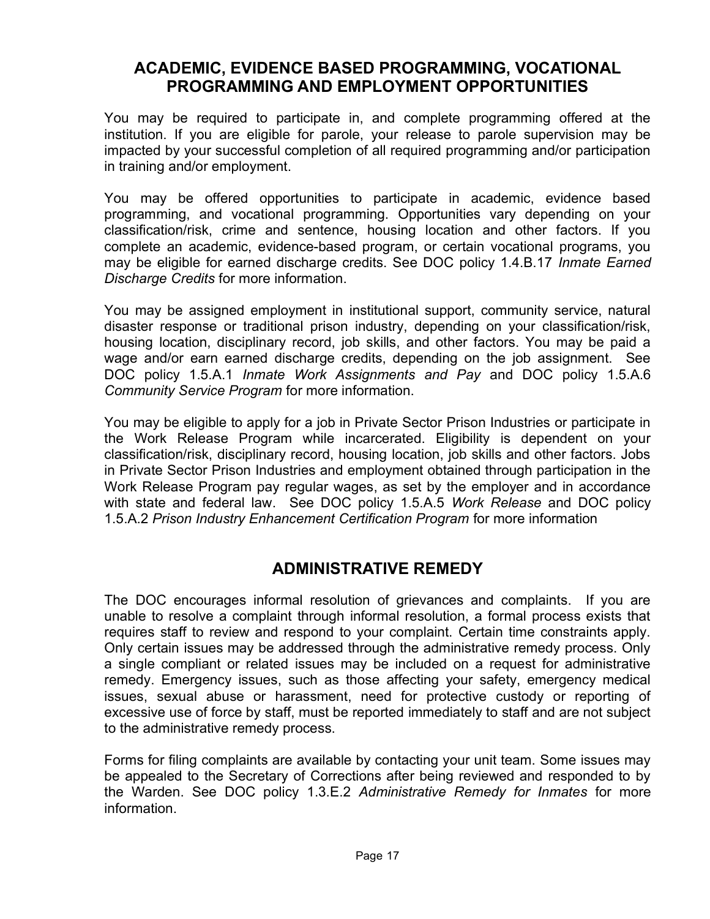## ACADEMIC, EVIDENCE BASED PROGRAMMING, VOCATIONAL PROGRAMMING AND EMPLOYMENT OPPORTUNITIES

You may be required to participate in, and complete programming offered at the institution. If you are eligible for parole, your release to parole supervision may be impacted by your successful completion of all required programming and/or participation in training and/or employment.

You may be offered opportunities to participate in academic, evidence based programming, and vocational programming. Opportunities vary depending on your classification/risk, crime and sentence, housing location and other factors. If you complete an academic, evidence-based program, or certain vocational programs, you may be eligible for earned discharge credits. See DOC policy 1.4.B.17 *Inmate Earned Discharge Credits* for more information.

You may be assigned employment in institutional support, community service, natural disaster response or traditional prison industry, depending on your classification/risk, housing location, disciplinary record, job skills, and other factors. You may be paid a wage and/or earn earned discharge credits, depending on the job assignment. See DOC policy 1.5.A.1 *Inmate Work Assignments and Pay* and DOC policy 1.5.A.6 *Community Service Program* for more information.

You may be eligible to apply for a job in Private Sector Prison Industries or participate in the Work Release Program while incarcerated. Eligibility is dependent on your classification/risk, disciplinary record, housing location, job skills and other factors. Jobs in Private Sector Prison Industries and employment obtained through participation in the Work Release Program pay regular wages, as set by the employer and in accordance with state and federal law. See DOC policy 1.5.A.5 *Work Release* and DOC policy 1.5.A.2 *Prison Industry Enhancement Certification Program* for more information

## ADMINISTRATIVE REMEDY

The DOC encourages informal resolution of grievances and complaints. If you are unable to resolve a complaint through informal resolution, a formal process exists that requires staff to review and respond to your complaint. Certain time constraints apply. Only certain issues may be addressed through the administrative remedy process. Only a single compliant or related issues may be included on a request for administrative remedy. Emergency issues, such as those affecting your safety, emergency medical issues, sexual abuse or harassment, need for protective custody or reporting of excessive use of force by staff, must be reported immediately to staff and are not subject to the administrative remedy process.

Forms for filing complaints are available by contacting your unit team. Some issues may be appealed to the Secretary of Corrections after being reviewed and responded to by the Warden. See DOC policy 1.3.E.2 *Administrative Remedy for Inmates* for more information.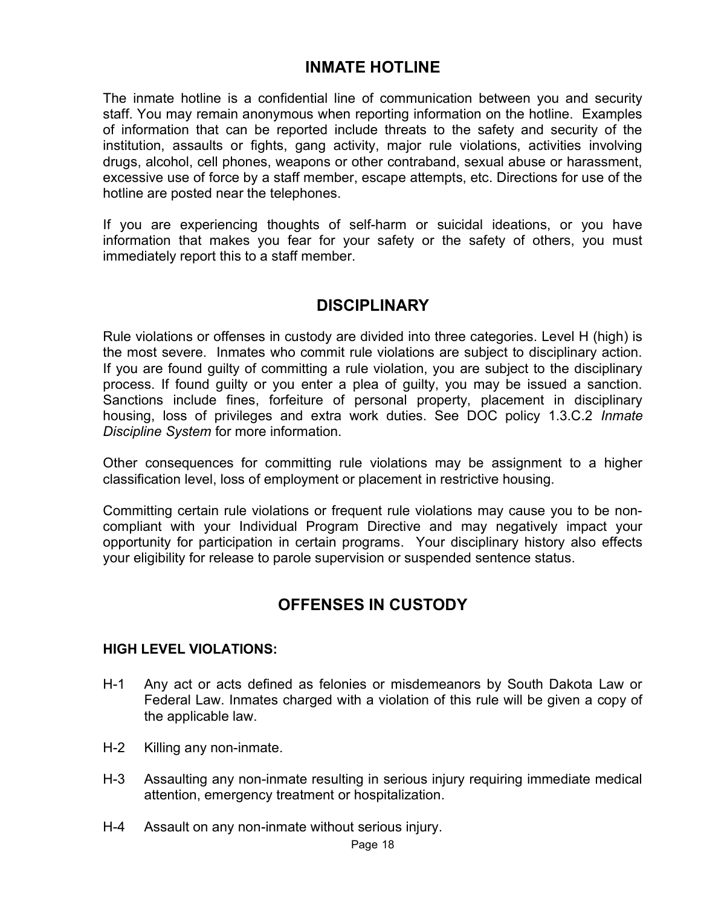## INMATE HOTLINE

The inmate hotline is a confidential line of communication between you and security staff. You may remain anonymous when reporting information on the hotline. Examples of information that can be reported include threats to the safety and security of the institution, assaults or fights, gang activity, major rule violations, activities involving drugs, alcohol, cell phones, weapons or other contraband, sexual abuse or harassment, excessive use of force by a staff member, escape attempts, etc. Directions for use of the hotline are posted near the telephones.

If you are experiencing thoughts of self-harm or suicidal ideations, or you have information that makes you fear for your safety or the safety of others, you must immediately report this to a staff member.

## DISCIPLINARY

Rule violations or offenses in custody are divided into three categories. Level H (high) is the most severe. Inmates who commit rule violations are subject to disciplinary action. If you are found guilty of committing a rule violation, you are subject to the disciplinary process. If found guilty or you enter a plea of guilty, you may be issued a sanction. Sanctions include fines, forfeiture of personal property, placement in disciplinary housing, loss of privileges and extra work duties. See DOC policy 1.3.C.2 *Inmate Discipline System* for more information.

Other consequences for committing rule violations may be assignment to a higher classification level, loss of employment or placement in restrictive housing.

Committing certain rule violations or frequent rule violations may cause you to be non-compliant with your Individual Program Directive and may negatively impact your opportunity for participation in certain programs. Your disciplinary history also effects your eligibility for release to parole supervision or suspended sentence status.

## OFFENSES IN CUSTODY

**HIGH LEVEL VIOLATIONS:**

H-1 Any act or acts defined as felonies or misdemeanors by South Dakota Law or Federal Law. Inmates charged with a violation of this rule will be given a copy of the applicable law.

H-2 Killing any non-inmate.

H-3 Assaulting any non-inmate resulting in serious injury requiring immediate medical attention, emergency treatment or hospitalization.

H-4 Assault on any non-inmate without serious injury.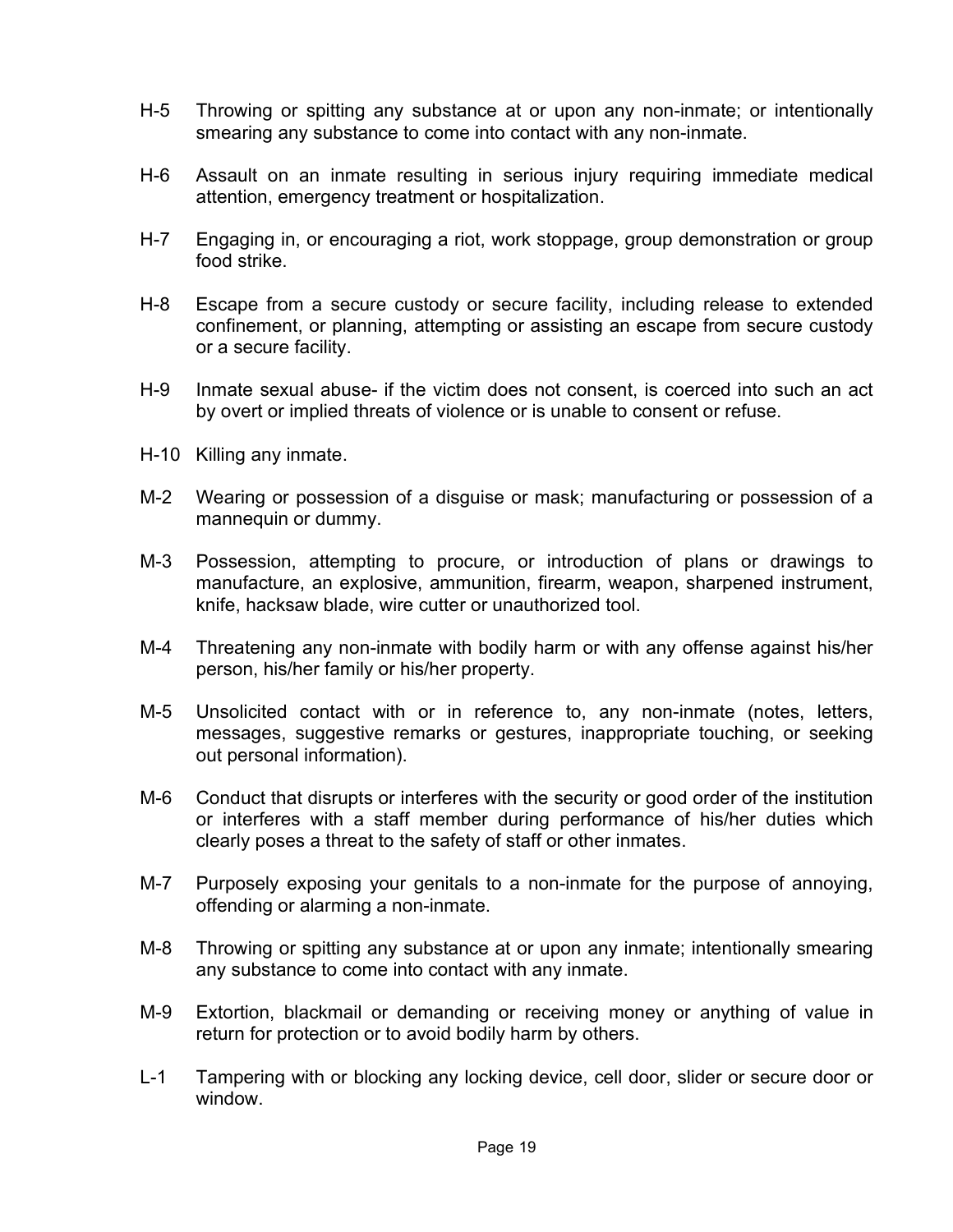H-5 Throwing or spitting any substance at or upon any non-inmate; or intentionally smearing any substance to come into contact with any non-inmate.

H-6 Assault on an inmate resulting in serious injury requiring immediate medical attention, emergency treatment or hospitalization.

H-7 Engaging in, or encouraging a riot, work stoppage, group demonstration or group food strike.

H-8 Escape from a secure custody or secure facility, including release to extended confinement, or planning, attempting or assisting an escape from secure custody or a secure facility.

H-9 Inmate sexual abuse- if the victim does not consent, is coerced into such an act by overt or implied threats of violence or is unable to consent or refuse.

H-10 Killing any inmate.

M-2 Wearing or possession of a disguise or mask; manufacturing or possession of a mannequin or dummy.

M-3 Possession, attempting to procure, or introduction of plans or drawings to manufacture, an explosive, ammunition, firearm, weapon, sharpened instrument, knife, hacksaw blade, wire cutter or unauthorized tool.

M-4 Threatening any non-inmate with bodily harm or with any offense against his/her person, his/her family or his/her property.

M-5 Unsolicited contact with or in reference to, any non-inmate (notes, letters, messages, suggestive remarks or gestures, inappropriate touching, or seeking out personal information).

M-6 Conduct that disrupts or interferes with the security or good order of the institution or interferes with a staff member during performance of his/her duties which clearly poses a threat to the safety of staff or other inmates.

M-7 Purposely exposing your genitals to a non-inmate for the purpose of annoying, offending or alarming a non-inmate.

M-8 Throwing or spitting any substance at or upon any inmate; intentionally smearing any substance to come into contact with any inmate.

M-9 Extortion, blackmail or demanding or receiving money or anything of value in return for protection or to avoid bodily harm by others.

L-1 Tampering with or blocking any locking device, cell door, slider or secure door or window.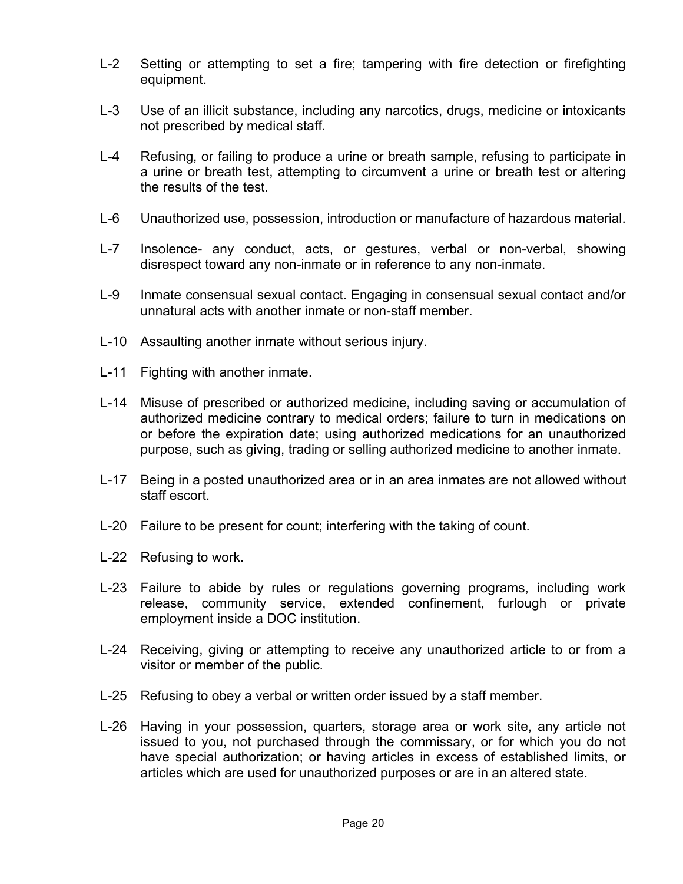L-2 Setting or attempting to set a fire; tampering with fire detection or firefighting equipment.

L-3 Use of an illicit substance, including any narcotics, drugs, medicine or intoxicants not prescribed by medical staff.

L-4 Refusing, or failing to produce a urine or breath sample, refusing to participate in a urine or breath test, attempting to circumvent a urine or breath test or altering the results of the test.

L-6 Unauthorized use, possession, introduction or manufacture of hazardous material.

L-7 Insolence- any conduct, acts, or gestures, verbal or non-verbal, showing disrespect toward any non-inmate or in reference to any non-inmate.

L-9 Inmate consensual sexual contact. Engaging in consensual sexual contact and/or unnatural acts with another inmate or non-staff member.

L-10 Assaulting another inmate without serious injury.

L-11 Fighting with another inmate.

L-14 Misuse of prescribed or authorized medicine, including saving or accumulation of authorized medicine contrary to medical orders; failure to turn in medications on or before the expiration date; using authorized medications for an unauthorized purpose, such as giving, trading or selling authorized medicine to another inmate.

L-17 Being in a posted unauthorized area or in an area inmates are not allowed without staff escort.

L-20 Failure to be present for count; interfering with the taking of count.

L-22 Refusing to work.

L-23 Failure to abide by rules or regulations governing programs, including work release, community service, extended confinement, furlough or private employment inside a DOC institution.

L-24 Receiving, giving or attempting to receive any unauthorized article to or from a visitor or member of the public.

L-25 Refusing to obey a verbal or written order issued by a staff member.

L-26 Having in your possession, quarters, storage area or work site, any article not issued to you, not purchased through the commissary, or for which you do not have special authorization; or having articles in excess of established limits, or articles which are used for unauthorized purposes or are in an altered state.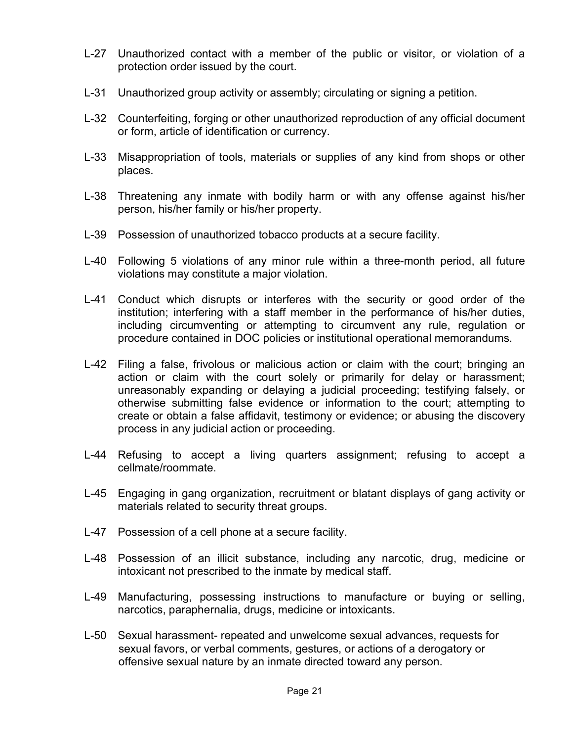L-27 Unauthorized contact with a member of the public or visitor, or violation of a protection order issued by the court.

L-31 Unauthorized group activity or assembly; circulating or signing a petition.

L-32 Counterfeiting, forging or other unauthorized reproduction of any official document or form, article of identification or currency.

L-33 Misappropriation of tools, materials or supplies of any kind from shops or other places.

L-38 Threatening any inmate with bodily harm or with any offense against his/her person, his/her family or his/her property.

L-39 Possession of unauthorized tobacco products at a secure facility.

L-40 Following 5 violations of any minor rule within a three-month period, all future violations may constitute a major violation.

L-41 Conduct which disrupts or interferes with the security or good order of the institution; interfering with a staff member in the performance of his/her duties, including circumventing or attempting to circumvent any rule, regulation or procedure contained in DOC policies or institutional operational memorandums.

L-42 Filing a false, frivolous or malicious action or claim with the court; bringing an action or claim with the court solely or primarily for delay or harassment; unreasonably expanding or delaying a judicial proceeding; testifying falsely, or otherwise submitting false evidence or information to the court; attempting to create or obtain a false affidavit, testimony or evidence; or abusing the discovery process in any judicial action or proceeding.

L-44 Refusing to accept a living quarters assignment; refusing to accept a cellmate/roommate.

L-45 Engaging in gang organization, recruitment or blatant displays of gang activity or materials related to security threat groups.

L-47 Possession of a cell phone at a secure facility.

L-48 Possession of an illicit substance, including any narcotic, drug, medicine or intoxicant not prescribed to the inmate by medical staff.

L-49 Manufacturing, possessing instructions to manufacture or buying or selling, narcotics, paraphernalia, drugs, medicine or intoxicants.

L-50 Sexual harassment- repeated and unwelcome sexual advances, requests for sexual favors, or verbal comments, gestures, or actions of a derogatory or offensive sexual nature by an inmate directed toward any person.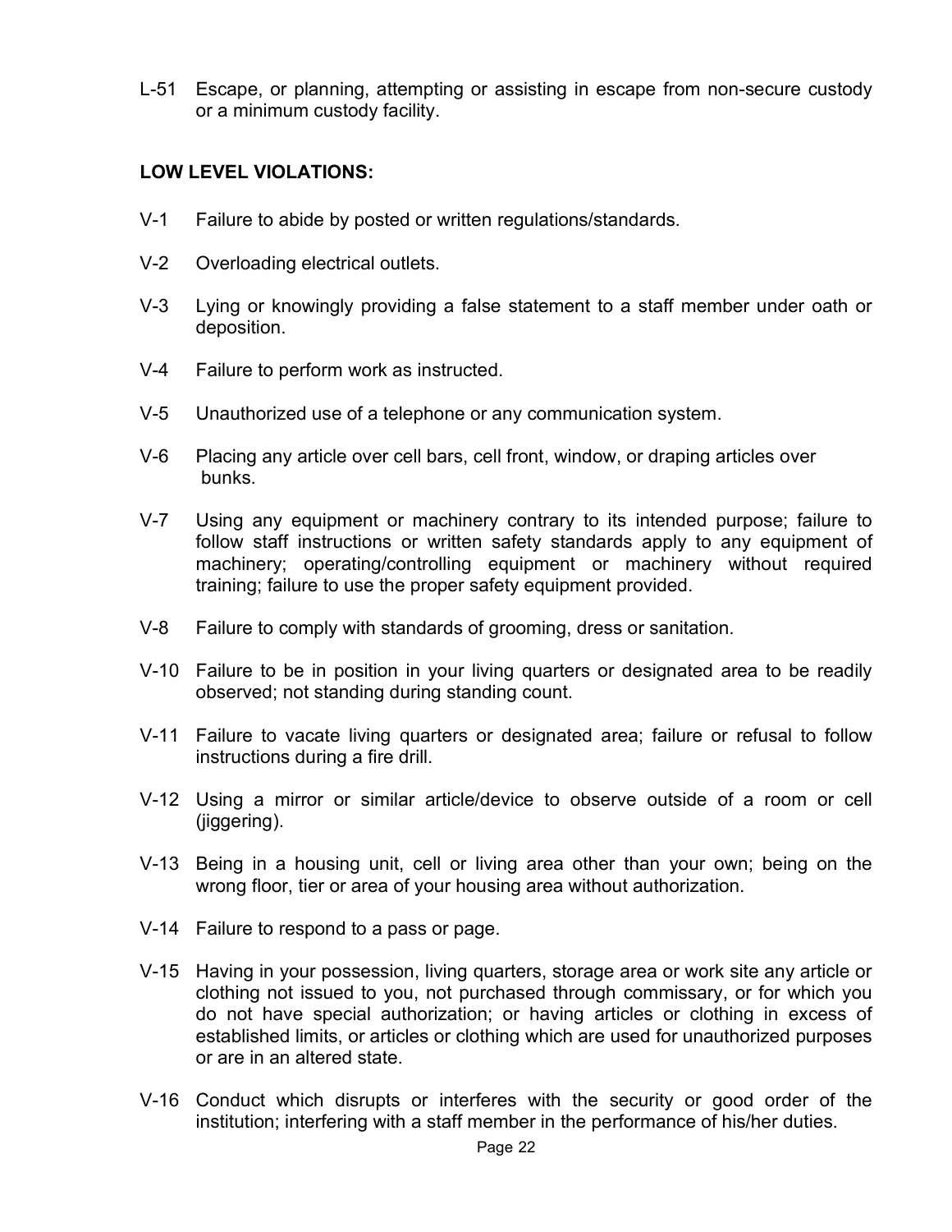L-51 Escape, or planning, attempting or assisting in escape from non-secure custody or a minimum custody facility.

**LOW LEVEL VIOLATIONS:**

V-1 Failure to abide by posted or written regulations/standards.

V-2 Overloading electrical outlets.

V-3 Lying or knowingly providing a false statement to a staff member under oath or deposition.

V-4 Failure to perform work as instructed.

V-5 Unauthorized use of a telephone or any communication system.

V-6 Placing any article over cell bars, cell front, window, or draping articles over bunks.

V-7 Using any equipment or machinery contrary to its intended purpose; failure to follow staff instructions or written safety standards apply to any equipment of machinery; operating/controlling equipment or machinery without required training; failure to use the proper safety equipment provided.

V-8 Failure to comply with standards of grooming, dress or sanitation.

V-10 Failure to be in position in your living quarters or designated area to be readily observed; not standing during standing count.

V-11 Failure to vacate living quarters or designated area; failure or refusal to follow instructions during a fire drill.

V-12 Using a mirror or similar article/device to observe outside of a room or cell (jiggering).

V-13 Being in a housing unit, cell or living area other than your own; being on the wrong floor, tier or area of your housing area without authorization.

V-14 Failure to respond to a pass or page.

V-15 Having in your possession, living quarters, storage area or work site any article or clothing not issued to you, not purchased through commissary, or for which you do not have special authorization; or having articles or clothing in excess of established limits, or articles or clothing which are used for unauthorized purposes or are in an altered state.

V-16 Conduct which disrupts or interferes with the security or good order of the institution; interfering with a staff member in the performance of his/her duties.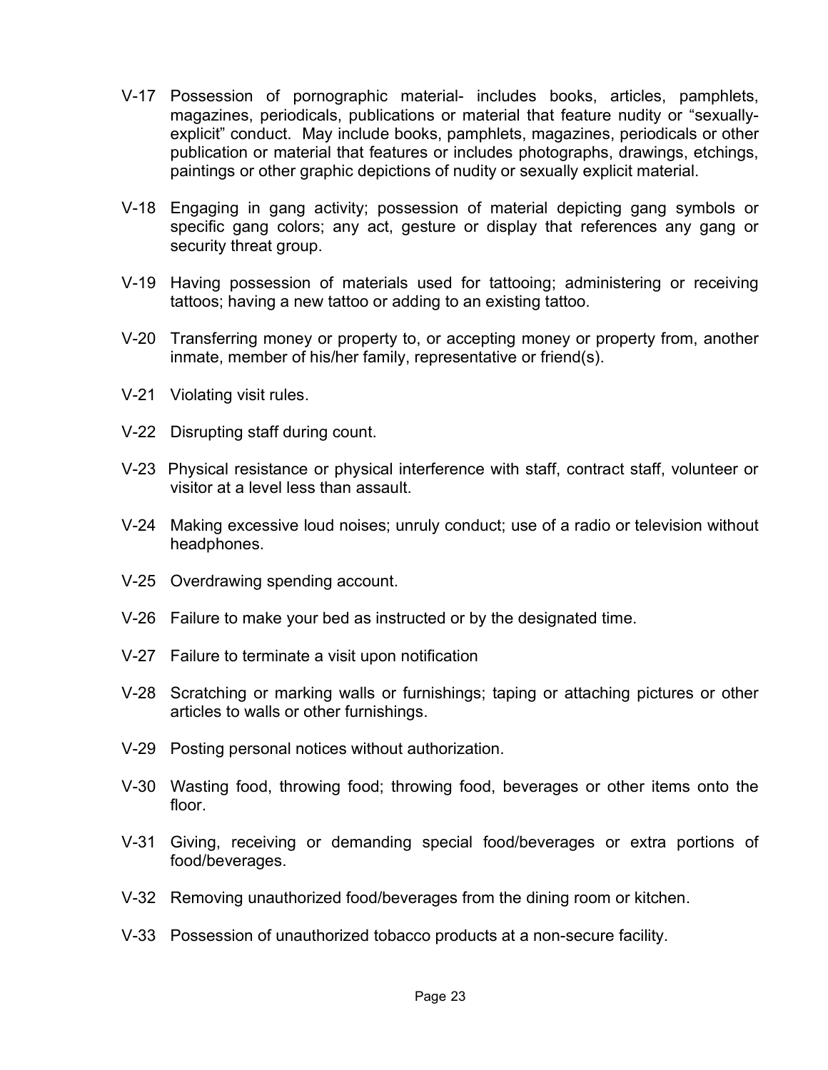V-17 Possession of pornographic material- includes books, articles, pamphlets, magazines, periodicals, publications or material that feature nudity or "sexually-explicit" conduct. May include books, pamphlets, magazines, periodicals or other publication or material that features or includes photographs, drawings, etchings, paintings or other graphic depictions of nudity or sexually explicit material.

V-18 Engaging in gang activity; possession of material depicting gang symbols or specific gang colors; any act, gesture or display that references any gang or security threat group.

V-19 Having possession of materials used for tattooing; administering or receiving tattoos; having a new tattoo or adding to an existing tattoo.

V-20 Transferring money or property to, or accepting money or property from, another inmate, member of his/her family, representative or friend(s).

V-21 Violating visit rules.

V-22 Disrupting staff during count.

V-23 Physical resistance or physical interference with staff, contract staff, volunteer or visitor at a level less than assault.

V-24 Making excessive loud noises; unruly conduct; use of a radio or television without headphones.

V-25 Overdrawing spending account.

V-26 Failure to make your bed as instructed or by the designated time.

V-27 Failure to terminate a visit upon notification

V-28 Scratching or marking walls or furnishings; taping or attaching pictures or other articles to walls or other furnishings.

V-29 Posting personal notices without authorization.

V-30 Wasting food, throwing food; throwing food, beverages or other items onto the floor.

V-31 Giving, receiving or demanding special food/beverages or extra portions of food/beverages.

V-32 Removing unauthorized food/beverages from the dining room or kitchen.

V-33 Possession of unauthorized tobacco products at a non-secure facility.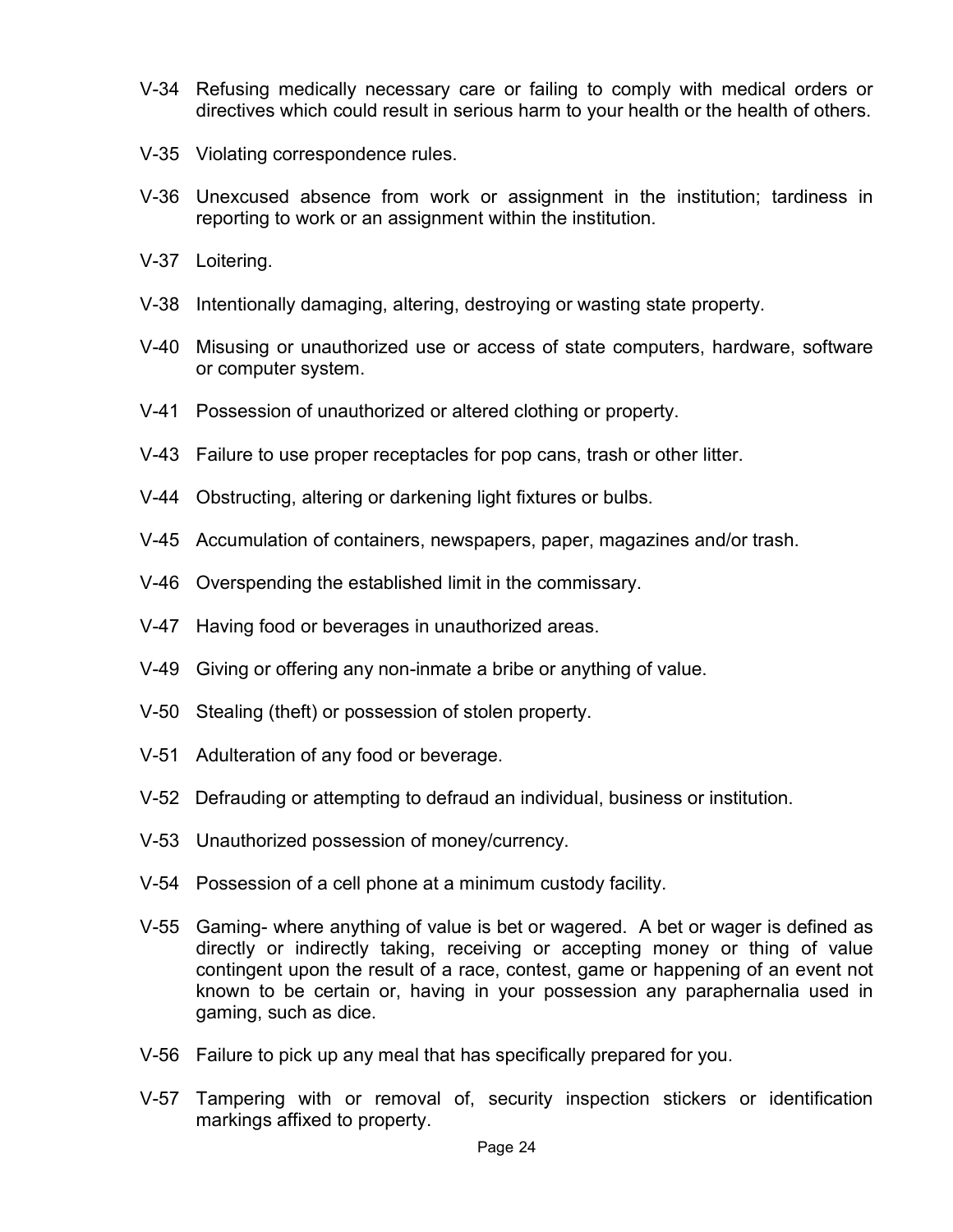V-34 Refusing medically necessary care or failing to comply with medical orders or directives which could result in serious harm to your health or the health of others.

V-35 Violating correspondence rules.

V-36 Unexcused absence from work or assignment in the institution; tardiness in reporting to work or an assignment within the institution.

V-37 Loitering.

V-38 Intentionally damaging, altering, destroying or wasting state property.

V-40 Misusing or unauthorized use or access of state computers, hardware, software or computer system.

V-41 Possession of unauthorized or altered clothing or property.

V-43 Failure to use proper receptacles for pop cans, trash or other litter.

V-44 Obstructing, altering or darkening light fixtures or bulbs.

V-45 Accumulation of containers, newspapers, paper, magazines and/or trash.

V-46 Overspending the established limit in the commissary.

V-47 Having food or beverages in unauthorized areas.

V-49 Giving or offering any non-inmate a bribe or anything of value.

V-50 Stealing (theft) or possession of stolen property.

V-51 Adulteration of any food or beverage.

V-52 Defrauding or attempting to defraud an individual, business or institution.

V-53 Unauthorized possession of money/currency.

V-54 Possession of a cell phone at a minimum custody facility.

V-55 Gaming- where anything of value is bet or wagered. A bet or wager is defined as directly or indirectly taking, receiving or accepting money or thing of value contingent upon the result of a race, contest, game or happening of an event not known to be certain or, having in your possession any paraphernalia used in gaming, such as dice.

V-56 Failure to pick up any meal that has specifically prepared for you.

V-57 Tampering with or removal of, security inspection stickers or identification markings affixed to property.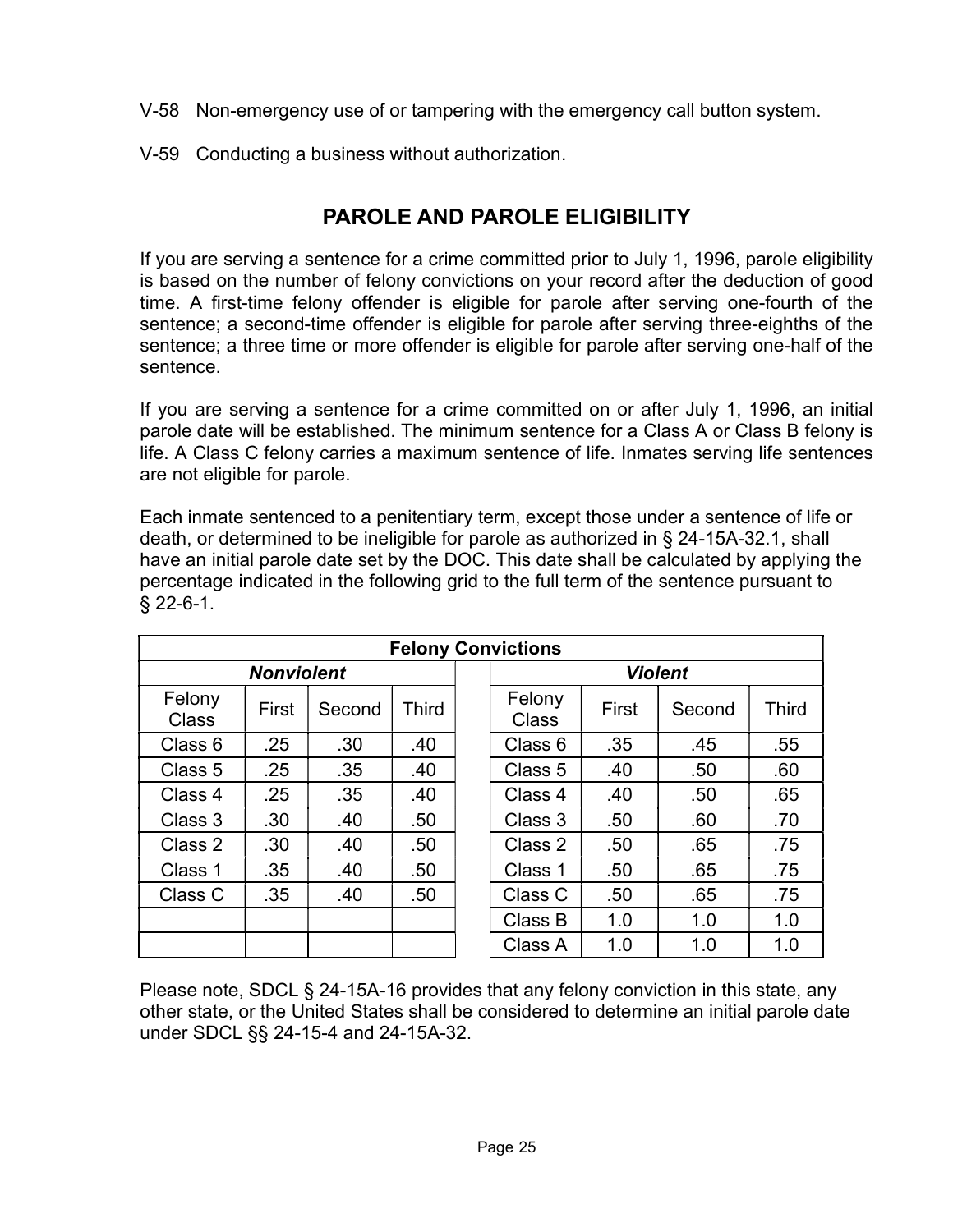V-58 Non-emergency use of or tampering with the emergency call button system.

V-59 Conducting a business without authorization.

## PAROLE AND PAROLE ELIGIBILITY

If you are serving a sentence for a crime committed prior to July 1, 1996, parole eligibility is based on the number of felony convictions on your record after the deduction of good time. A first-time felony offender is eligible for parole after serving one-fourth of the sentence; a second-time offender is eligible for parole after serving three-eighths of the sentence; a three time or more offender is eligible for parole after serving one-half of the sentence.

If you are serving a sentence for a crime committed on or after July 1, 1996, an initial parole date will be established. The minimum sentence for a Class A or Class B felony is life. A Class C felony carries a maximum sentence of life. Inmates serving life sentences are not eligible for parole.

Each inmate sentenced to a penitentiary term, except those under a sentence of life or death, or determined to be ineligible for parole as authorized in § 24-15A-32.1, shall have an initial parole date set by the DOC. This date shall be calculated by applying the percentage indicated in the following grid to the full term of the sentence pursuant to § 22-6-1.

| Felony Convictions | | | | | | | | |
|---|---|---|---|---|---|---|---|---|
| ***Nonviolent*** | | | | | ***Violent*** | | | |
| Felony Class | First | Second | Third | | Felony Class | First | Second | Third |
| Class 6 | .25 | .30 | .40 | | Class 6 | .35 | .45 | .55 |
| Class 5 | .25 | .35 | .40 | | Class 5 | .40 | .50 | .60 |
| Class 4 | .25 | .35 | .40 | | Class 4 | .40 | .50 | .65 |
| Class 3 | .30 | .40 | .50 | | Class 3 | .50 | .60 | .70 |
| Class 2 | .30 | .40 | .50 | | Class 2 | .50 | .65 | .75 |
| Class 1 | .35 | .40 | .50 | | Class 1 | .50 | .65 | .75 |
| Class C | .35 | .40 | .50 | | Class C | .50 | .65 | .75 |
| | | | | | Class B | 1.0 | 1.0 | 1.0 |
| | | | | | Class A | 1.0 | 1.0 | 1.0 |

Please note, SDCL § 24-15A-16 provides that any felony conviction in this state, any other state, or the United States shall be considered to determine an initial parole date under SDCL §§ 24-15-4 and 24-15A-32.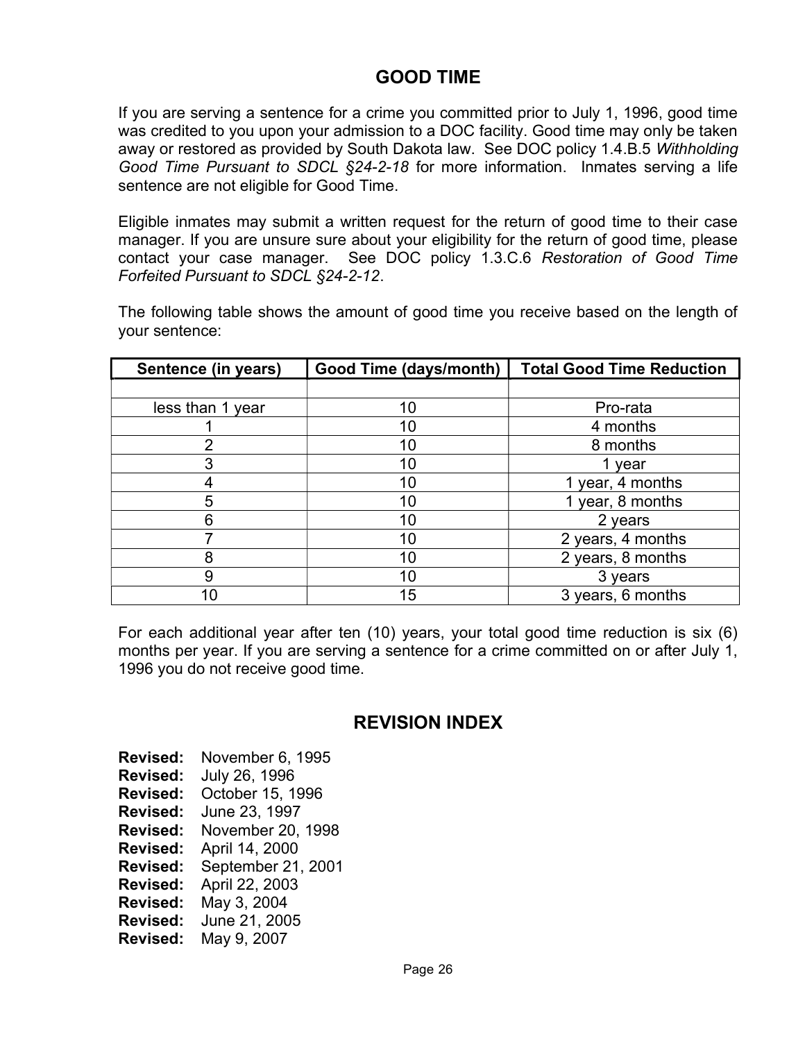## GOOD TIME

If you are serving a sentence for a crime you committed prior to July 1, 1996, good time was credited to you upon your admission to a DOC facility. Good time may only be taken away or restored as provided by South Dakota law. See DOC policy 1.4.B.5 *Withholding Good Time Pursuant to SDCL §24-2-18* for more information. Inmates serving a life sentence are not eligible for Good Time.

Eligible inmates may submit a written request for the return of good time to their case manager. If you are unsure sure about your eligibility for the return of good time, please contact your case manager. See DOC policy 1.3.C.6 *Restoration of Good Time Forfeited Pursuant to SDCL §24-2-12*.

The following table shows the amount of good time you receive based on the length of your sentence:

| Sentence (in years) | Good Time (days/month) | Total Good Time Reduction |
|---|---|---|
| | | |
| less than 1 year | 10 | Pro-rata |
| 1 | 10 | 4 months |
| 2 | 10 | 8 months |
| 3 | 10 | 1 year |
| 4 | 10 | 1 year, 4 months |
| 5 | 10 | 1 year, 8 months |
| 6 | 10 | 2 years |
| 7 | 10 | 2 years, 4 months |
| 8 | 10 | 2 years, 8 months |
| 9 | 10 | 3 years |
| 10 | 15 | 3 years, 6 months |

For each additional year after ten (10) years, your total good time reduction is six (6) months per year. If you are serving a sentence for a crime committed on or after July 1, 1996 you do not receive good time.

## REVISION INDEX

**Revised:** November 6, 1995
**Revised:** July 26, 1996
**Revised:** October 15, 1996
**Revised:** June 23, 1997
**Revised:** November 20, 1998
**Revised:** April 14, 2000
**Revised:** September 21, 2001
**Revised:** April 22, 2003
**Revised:** May 3, 2004
**Revised:** June 21, 2005
**Revised:** May 9, 2007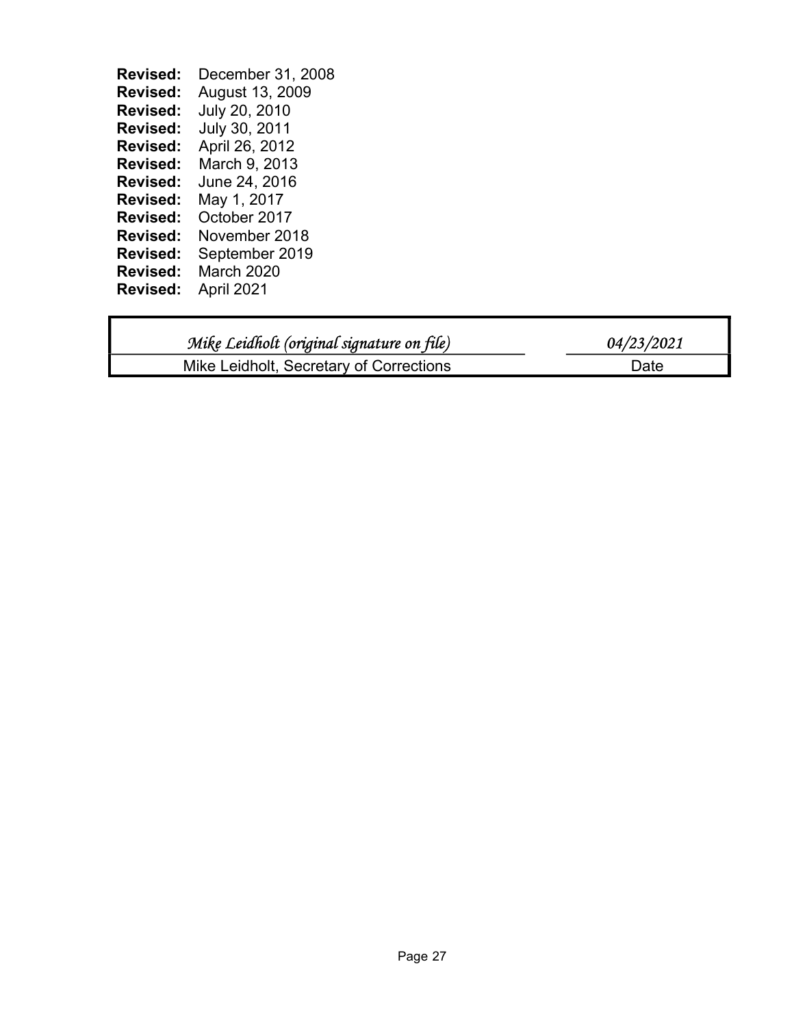**Revised:** December 31, 2008
**Revised:** August 13, 2009
**Revised:** July 20, 2010
**Revised:** July 30, 2011
**Revised:** April 26, 2012
**Revised:** March 9, 2013
**Revised:** June 24, 2016
**Revised:** May 1, 2017
**Revised:** October 2017
**Revised:** November 2018
**Revised:** September 2019
**Revised:** March 2020
**Revised:** April 2021

| | |
|---|---|
| *Mike Leidholt (original signature on file)* | *04/23/2021* |
| Mike Leidholt, Secretary of Corrections | Date |